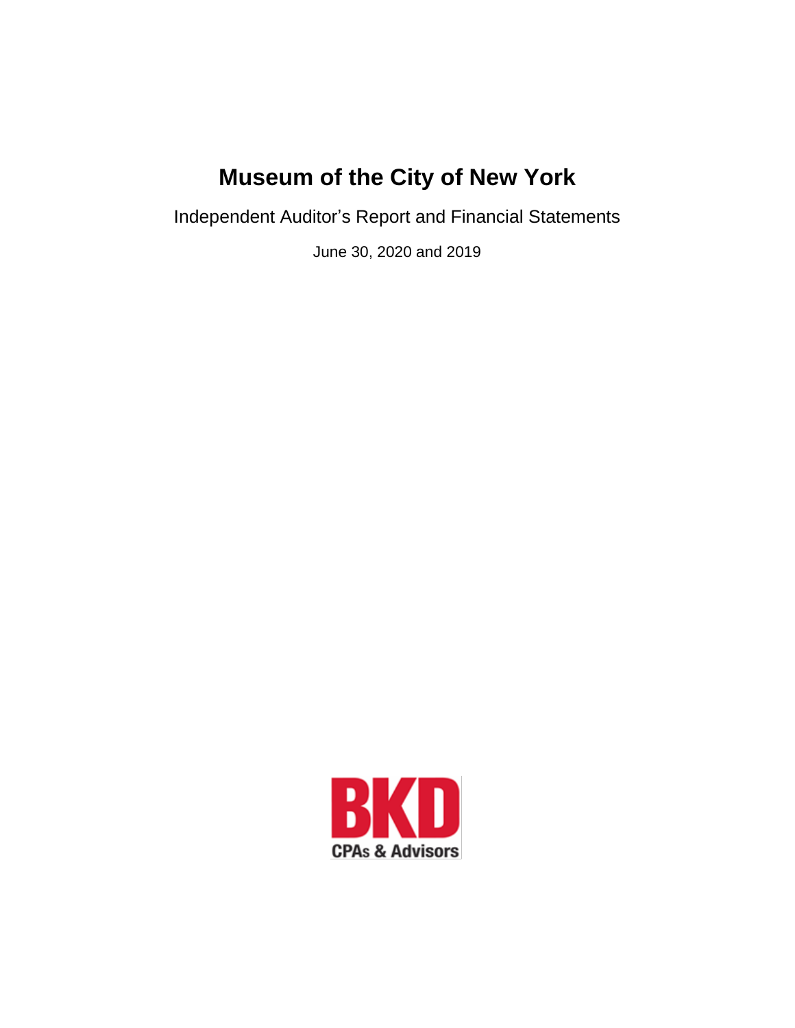# Museum of the City of New York

Independent Auditor's Report and Financial Statements

June 30, 2020 and 2019

BKD

CPAs & Advisors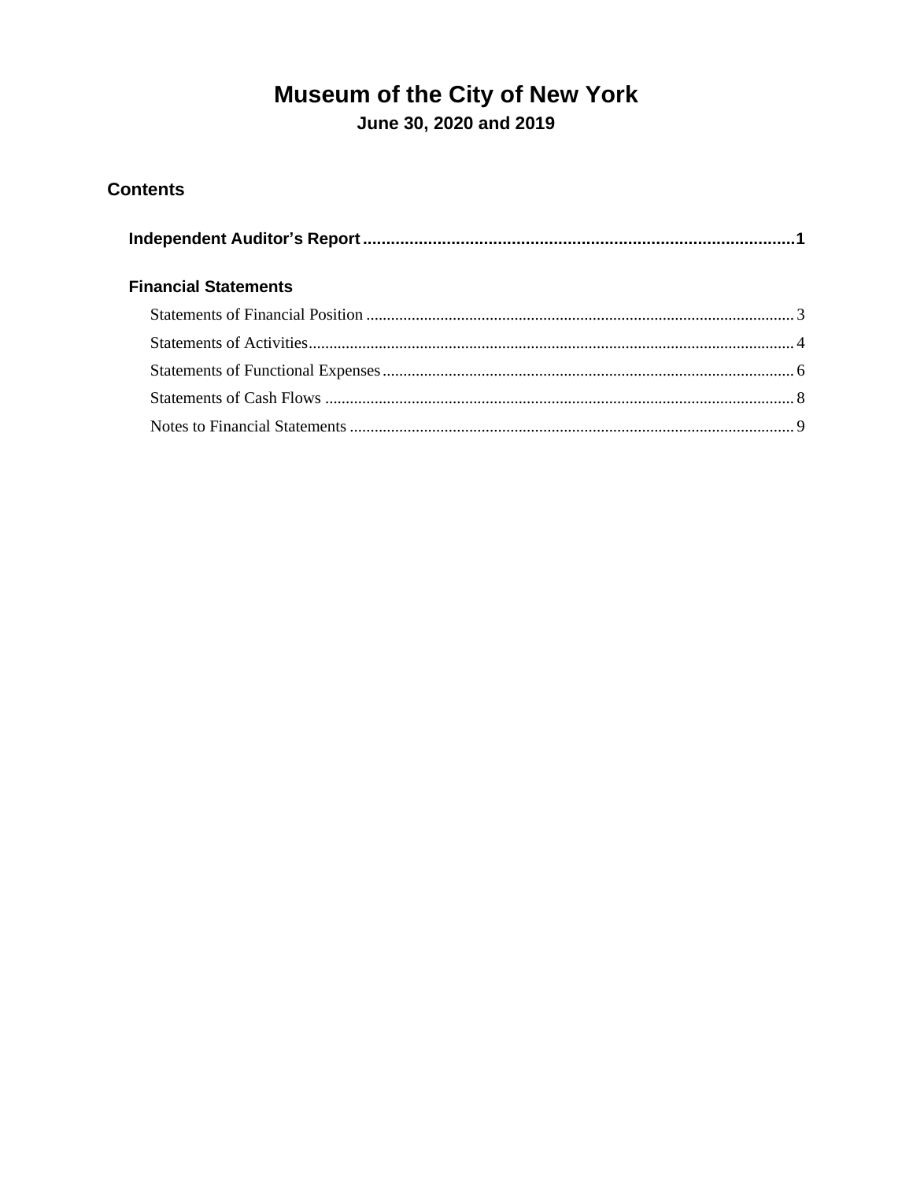# Museum of the City of New York

## June 30, 2020 and 2019

## Contents

**Independent Auditor's Report** .......... **1**

**Financial Statements**

- Statements of Financial Position .......... 3
- Statements of Activities .......... 4
- Statements of Functional Expenses .......... 6
- Statements of Cash Flows .......... 8
- Notes to Financial Statements .......... 9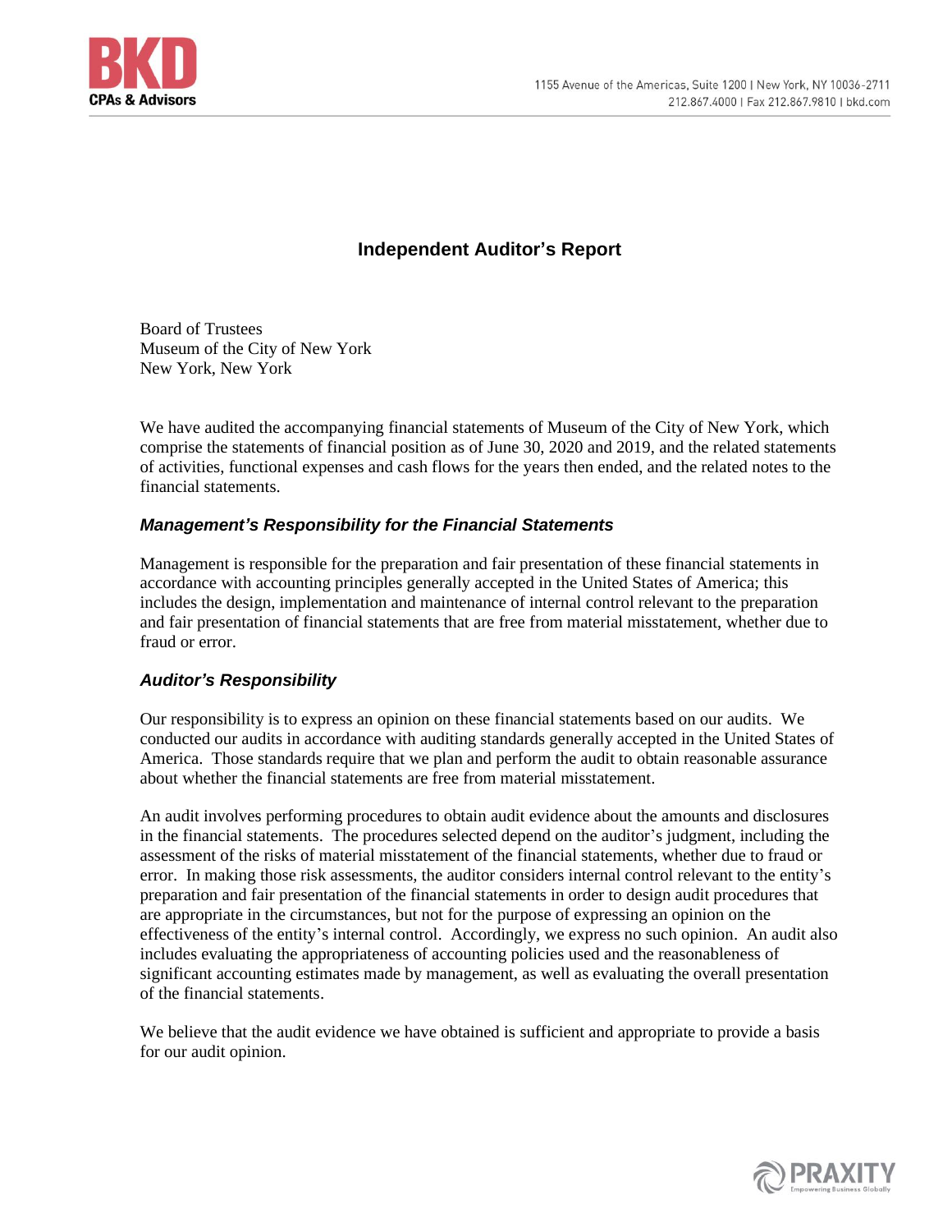# Independent Auditor's Report

Board of Trustees
Museum of the City of New York
New York, New York

We have audited the accompanying financial statements of Museum of the City of New York, which comprise the statements of financial position as of June 30, 2020 and 2019, and the related statements of activities, functional expenses and cash flows for the years then ended, and the related notes to the financial statements.

### *Management's Responsibility for the Financial Statements*

Management is responsible for the preparation and fair presentation of these financial statements in accordance with accounting principles generally accepted in the United States of America; this includes the design, implementation and maintenance of internal control relevant to the preparation and fair presentation of financial statements that are free from material misstatement, whether due to fraud or error.

### *Auditor's Responsibility*

Our responsibility is to express an opinion on these financial statements based on our audits. We conducted our audits in accordance with auditing standards generally accepted in the United States of America. Those standards require that we plan and perform the audit to obtain reasonable assurance about whether the financial statements are free from material misstatement.

An audit involves performing procedures to obtain audit evidence about the amounts and disclosures in the financial statements. The procedures selected depend on the auditor's judgment, including the assessment of the risks of material misstatement of the financial statements, whether due to fraud or error. In making those risk assessments, the auditor considers internal control relevant to the entity's preparation and fair presentation of the financial statements in order to design audit procedures that are appropriate in the circumstances, but not for the purpose of expressing an opinion on the effectiveness of the entity's internal control. Accordingly, we express no such opinion. An audit also includes evaluating the appropriateness of accounting policies used and the reasonableness of significant accounting estimates made by management, as well as evaluating the overall presentation of the financial statements.

We believe that the audit evidence we have obtained is sufficient and appropriate to provide a basis for our audit opinion.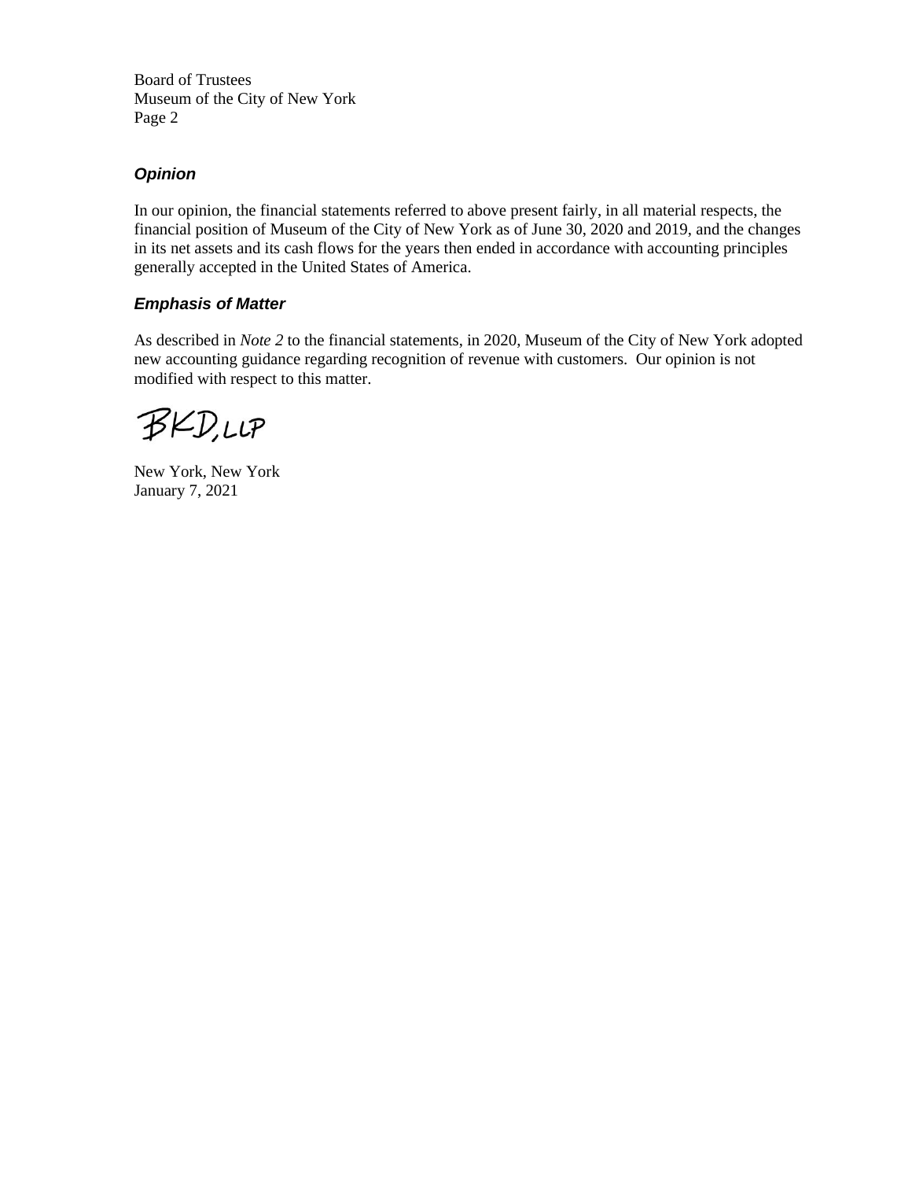Board of Trustees
Museum of the City of New York
Page 2

### *Opinion*

In our opinion, the financial statements referred to above present fairly, in all material respects, the financial position of Museum of the City of New York as of June 30, 2020 and 2019, and the changes in its net assets and its cash flows for the years then ended in accordance with accounting principles generally accepted in the United States of America.

### *Emphasis of Matter*

As described in *Note 2* to the financial statements, in 2020, Museum of the City of New York adopted new accounting guidance regarding recognition of revenue with customers. Our opinion is not modified with respect to this matter.

BKD, LLP

New York, New York
January 7, 2021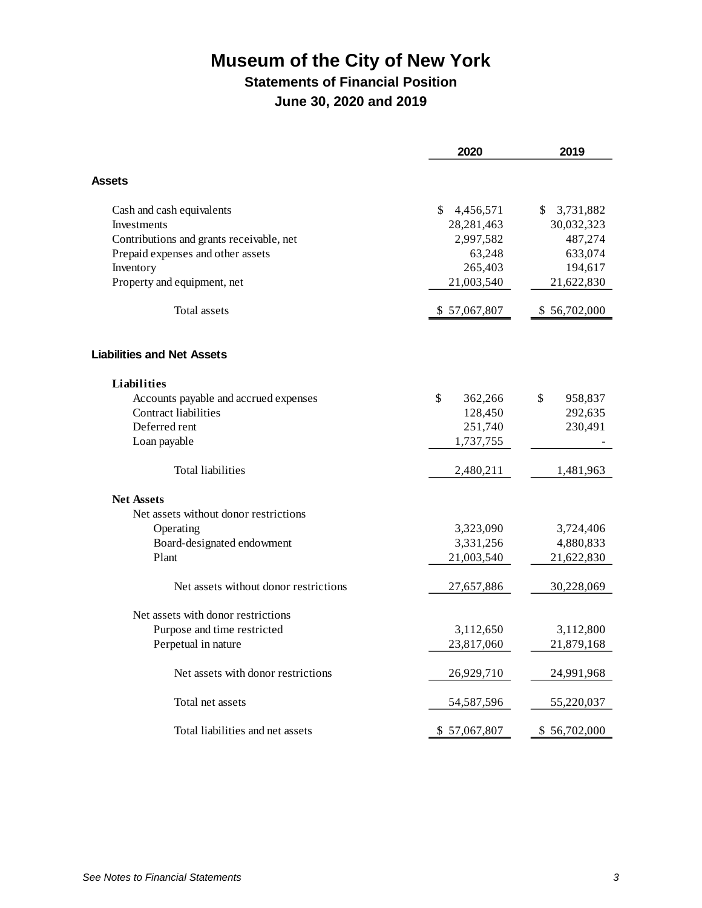# Museum of the City of New York

## Statements of Financial Position

### June 30, 2020 and 2019

| | 2020 | 2019 |
|---|---|---|
| **Assets** | | |
| Cash and cash equivalents | $ 4,456,571 | $ 3,731,882 |
| Investments | 28,281,463 | 30,032,323 |
| Contributions and grants receivable, net | 2,997,582 | 487,274 |
| Prepaid expenses and other assets | 63,248 | 633,074 |
| Inventory | 265,403 | 194,617 |
| Property and equipment, net | 21,003,540 | 21,622,830 |
| Total assets | $ 57,067,807 | $ 56,702,000 |
| **Liabilities and Net Assets** | | |
| **Liabilities** | | |
| Accounts payable and accrued expenses | $ 362,266 | $ 958,837 |
| Contract liabilities | 128,450 | 292,635 |
| Deferred rent | 251,740 | 230,491 |
| Loan payable | 1,737,755 | - |
| Total liabilities | 2,480,211 | 1,481,963 |
| **Net Assets** | | |
| Net assets without donor restrictions | | |
| Operating | 3,323,090 | 3,724,406 |
| Board-designated endowment | 3,331,256 | 4,880,833 |
| Plant | 21,003,540 | 21,622,830 |
| Net assets without donor restrictions | 27,657,886 | 30,228,069 |
| Net assets with donor restrictions | | |
| Purpose and time restricted | 3,112,650 | 3,112,800 |
| Perpetual in nature | 23,817,060 | 21,879,168 |
| Net assets with donor restrictions | 26,929,710 | 24,991,968 |
| Total net assets | 54,587,596 | 55,220,037 |
| Total liabilities and net assets | $ 57,067,807 | $ 56,702,000 |

*See Notes to Financial Statements*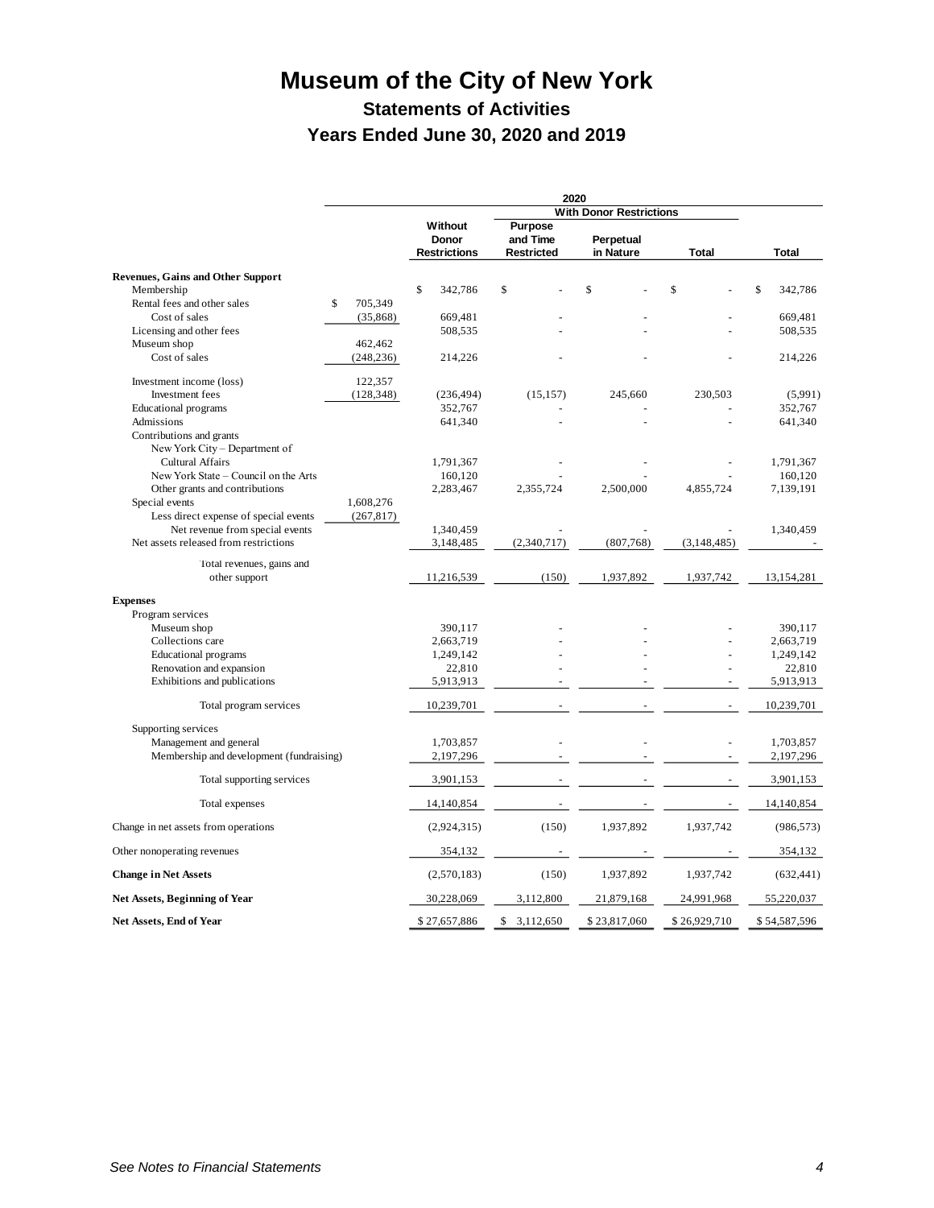# Museum of the City of New York

## Statements of Activities

## Years Ended June 30, 2020 and 2019

| | | 2020 | | | | |
|---|---|---|---|---|---|---|
| | | | With Donor Restrictions | | | |
| | | Without Donor Restrictions | Purpose and Time Restricted | Perpetual in Nature | Total | Total |
| **Revenues, Gains and Other Support** | | | | | | |
| Membership | | $ 342,786 | $ - | $ - | $ - | $ 342,786 |
| Rental fees and other sales | $ 705,349 | | | | | |
| Cost of sales | (35,868) | 669,481 | - | - | - | 669,481 |
| Licensing and other fees | | 508,535 | - | - | - | 508,535 |
| Museum shop | 462,462 | | | | | |
| Cost of sales | (248,236) | 214,226 | - | - | - | 214,226 |
| Investment income (loss) | 122,357 | | | | | |
| Investment fees | (128,348) | (236,494) | (15,157) | 245,660 | 230,503 | (5,991) |
| Educational programs | | 352,767 | - | - | - | 352,767 |
| Admissions | | 641,340 | - | - | - | 641,340 |
| Contributions and grants | | | | | | |
| New York City – Department of Cultural Affairs | | 1,791,367 | - | - | - | 1,791,367 |
| New York State – Council on the Arts | | 160,120 | - | - | - | 160,120 |
| Other grants and contributions | | 2,283,467 | 2,355,724 | 2,500,000 | 4,855,724 | 7,139,191 |
| Special events | 1,608,276 | | | | | |
| Less direct expense of special events | (267,817) | | | | | |
| Net revenue from special events | | 1,340,459 | - | - | - | 1,340,459 |
| Net assets released from restrictions | | 3,148,485 | (2,340,717) | (807,768) | (3,148,485) | - |
| Total revenues, gains and other support | | 11,216,539 | (150) | 1,937,892 | 1,937,742 | 13,154,281 |
| **Expenses** | | | | | | |
| Program services | | | | | | |
| Museum shop | | 390,117 | - | - | - | 390,117 |
| Collections care | | 2,663,719 | - | - | - | 2,663,719 |
| Educational programs | | 1,249,142 | - | - | - | 1,249,142 |
| Renovation and expansion | | 22,810 | - | - | - | 22,810 |
| Exhibitions and publications | | 5,913,913 | - | - | - | 5,913,913 |
| Total program services | | 10,239,701 | - | - | - | 10,239,701 |
| Supporting services | | | | | | |
| Management and general | | 1,703,857 | - | - | - | 1,703,857 |
| Membership and development (fundraising) | | 2,197,296 | - | - | - | 2,197,296 |
| Total supporting services | | 3,901,153 | - | - | - | 3,901,153 |
| Total expenses | | 14,140,854 | - | - | - | 14,140,854 |
| Change in net assets from operations | | (2,924,315) | (150) | 1,937,892 | 1,937,742 | (986,573) |
| Other nonoperating revenues | | 354,132 | - | - | - | 354,132 |
| **Change in Net Assets** | | (2,570,183) | (150) | 1,937,892 | 1,937,742 | (632,441) |
| **Net Assets, Beginning of Year** | | 30,228,069 | 3,112,800 | 21,879,168 | 24,991,968 | 55,220,037 |
| **Net Assets, End of Year** | | $ 27,657,886 | $ 3,112,650 | $ 23,817,060 | $ 26,929,710 | $ 54,587,596 |

*See Notes to Financial Statements*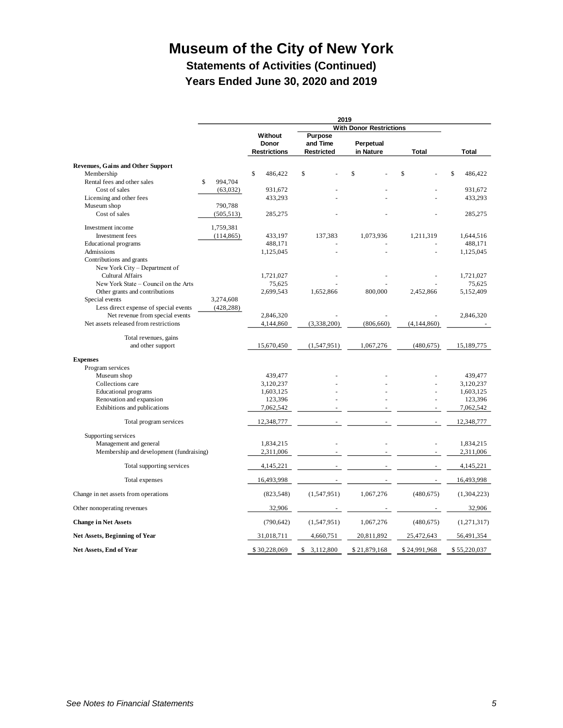# Museum of the City of New York

## Statements of Activities (Continued)

## Years Ended June 30, 2020 and 2019

| | | 2019 | | | | |
|---|---|---|---|---|---|---|
| | | | With Donor Restrictions | | | |
| | | Without Donor Restrictions | Purpose and Time Restricted | Perpetual in Nature | Total | Total |
| **Revenues, Gains and Other Support** | | | | | | |
| Membership | | $ 486,422 | $ - | $ - | $ - | $ 486,422 |
| Rental fees and other sales | $ 994,704 | | | | | |
| Cost of sales | (63,032) | 931,672 | - | - | - | 931,672 |
| Licensing and other fees | | 433,293 | - | - | - | 433,293 |
| Museum shop | 790,788 | | | | | |
| Cost of sales | (505,513) | 285,275 | - | - | - | 285,275 |
| Investment income | 1,759,381 | | | | | |
| Investment fees | (114,865) | 433,197 | 137,383 | 1,073,936 | 1,211,319 | 1,644,516 |
| Educational programs | | 488,171 | - | - | - | 488,171 |
| Admissions | | 1,125,045 | - | - | - | 1,125,045 |
| Contributions and grants | | | | | | |
| New York City – Department of Cultural Affairs | | 1,721,027 | - | - | - | 1,721,027 |
| New York State – Council on the Arts | | 75,625 | - | - | - | 75,625 |
| Other grants and contributions | | 2,699,543 | 1,652,866 | 800,000 | 2,452,866 | 5,152,409 |
| Special events | 3,274,608 | | | | | |
| Less direct expense of special events | (428,288) | | | | | |
| Net revenue from special events | | 2,846,320 | - | - | - | 2,846,320 |
| Net assets released from restrictions | | 4,144,860 | (3,338,200) | (806,660) | (4,144,860) | - |
| Total revenues, gains and other support | | 15,670,450 | (1,547,951) | 1,067,276 | (480,675) | 15,189,775 |
| **Expenses** | | | | | | |
| Program services | | | | | | |
| Museum shop | | 439,477 | - | - | - | 439,477 |
| Collections care | | 3,120,237 | - | - | - | 3,120,237 |
| Educational programs | | 1,603,125 | - | - | - | 1,603,125 |
| Renovation and expansion | | 123,396 | - | - | - | 123,396 |
| Exhibitions and publications | | 7,062,542 | - | - | - | 7,062,542 |
| Total program services | | 12,348,777 | - | - | - | 12,348,777 |
| Supporting services | | | | | | |
| Management and general | | 1,834,215 | - | - | - | 1,834,215 |
| Membership and development (fundraising) | | 2,311,006 | - | - | - | 2,311,006 |
| Total supporting services | | 4,145,221 | - | - | - | 4,145,221 |
| Total expenses | | 16,493,998 | - | - | - | 16,493,998 |
| Change in net assets from operations | | (823,548) | (1,547,951) | 1,067,276 | (480,675) | (1,304,223) |
| Other nonoperating revenues | | 32,906 | - | - | - | 32,906 |
| **Change in Net Assets** | | (790,642) | (1,547,951) | 1,067,276 | (480,675) | (1,271,317) |
| **Net Assets, Beginning of Year** | | 31,018,711 | 4,660,751 | 20,811,892 | 25,472,643 | 56,491,354 |
| **Net Assets, End of Year** | | $ 30,228,069 | $ 3,112,800 | $ 21,879,168 | $ 24,991,968 | $ 55,220,037 |

*See Notes to Financial Statements*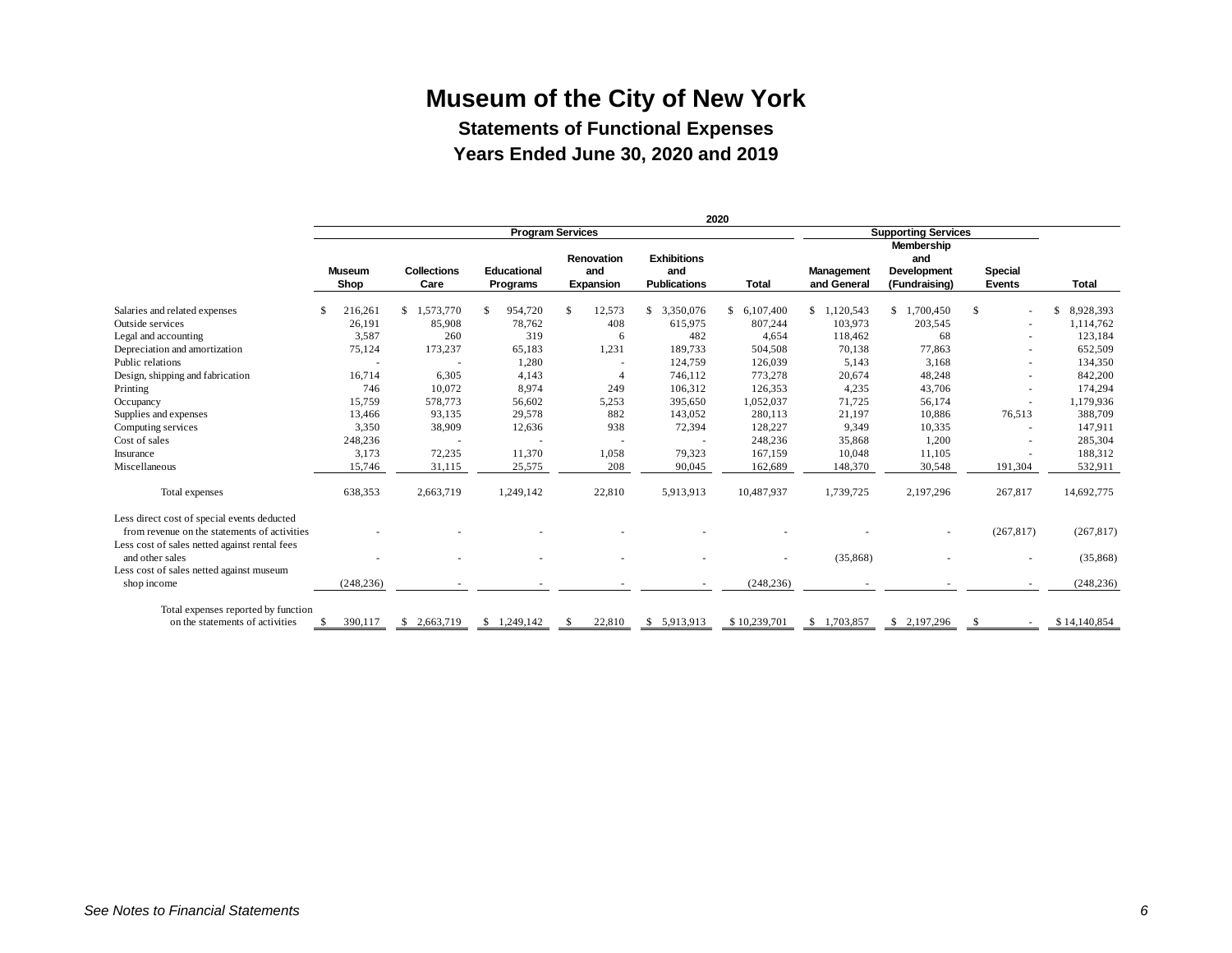# Museum of the City of New York

## Statements of Functional Expenses

## Years Ended June 30, 2020 and 2019

| | 2020 | | | | | | | | | |
|---|---|---|---|---|---|---|---|---|---|---|
| | Program Services | | | | | | Supporting Services | | | |
| | Museum Shop | Collections Care | Educational Programs | Renovation and Expansion | Exhibitions and Publications | Total | Management and General | Membership and Development (Fundraising) | Special Events | Total |
| Salaries and related expenses | $ 216,261 | $ 1,573,770 | $ 954,720 | $ 12,573 | $ 3,350,076 | $ 6,107,400 | $ 1,120,543 | $ 1,700,450 | $ - | $ 8,928,393 |
| Outside services | 26,191 | 85,908 | 78,762 | 408 | 615,975 | 807,244 | 103,973 | 203,545 | - | 1,114,762 |
| Legal and accounting | 3,587 | 260 | 319 | 6 | 482 | 4,654 | 118,462 | 68 | - | 123,184 |
| Depreciation and amortization | 75,124 | 173,237 | 65,183 | 1,231 | 189,733 | 504,508 | 70,138 | 77,863 | - | 652,509 |
| Public relations | - | - | 1,280 | - | 124,759 | 126,039 | 5,143 | 3,168 | - | 134,350 |
| Design, shipping and fabrication | 16,714 | 6,305 | 4,143 | 4 | 746,112 | 773,278 | 20,674 | 48,248 | - | 842,200 |
| Printing | 746 | 10,072 | 8,974 | 249 | 106,312 | 126,353 | 4,235 | 43,706 | - | 174,294 |
| Occupancy | 15,759 | 578,773 | 56,602 | 5,253 | 395,650 | 1,052,037 | 71,725 | 56,174 | - | 1,179,936 |
| Supplies and expenses | 13,466 | 93,135 | 29,578 | 882 | 143,052 | 280,113 | 21,197 | 10,886 | 76,513 | 388,709 |
| Computing services | 3,350 | 38,909 | 12,636 | 938 | 72,394 | 128,227 | 9,349 | 10,335 | - | 147,911 |
| Cost of sales | 248,236 | - | - | - | - | 248,236 | 35,868 | 1,200 | - | 285,304 |
| Insurance | 3,173 | 72,235 | 11,370 | 1,058 | 79,323 | 167,159 | 10,048 | 11,105 | - | 188,312 |
| Miscellaneous | 15,746 | 31,115 | 25,575 | 208 | 90,045 | 162,689 | 148,370 | 30,548 | 191,304 | 532,911 |
| Total expenses | 638,353 | 2,663,719 | 1,249,142 | 22,810 | 5,913,913 | 10,487,937 | 1,739,725 | 2,197,296 | 267,817 | 14,692,775 |
| Less direct cost of special events deducted from revenue on the statements of activities | - | - | - | - | - | - | - | - | (267,817) | (267,817) |
| Less cost of sales netted against rental fees and other sales | - | - | - | - | - | - | (35,868) | - | - | (35,868) |
| Less cost of sales netted against museum shop income | (248,236) | - | - | - | - | (248,236) | - | - | - | (248,236) |
| Total expenses reported by function on the statements of activities | $ 390,117 | $ 2,663,719 | $ 1,249,142 | $ 22,810 | $ 5,913,913 | $ 10,239,701 | $ 1,703,857 | $ 2,197,296 | $ - | $ 14,140,854 |

*See Notes to Financial Statements*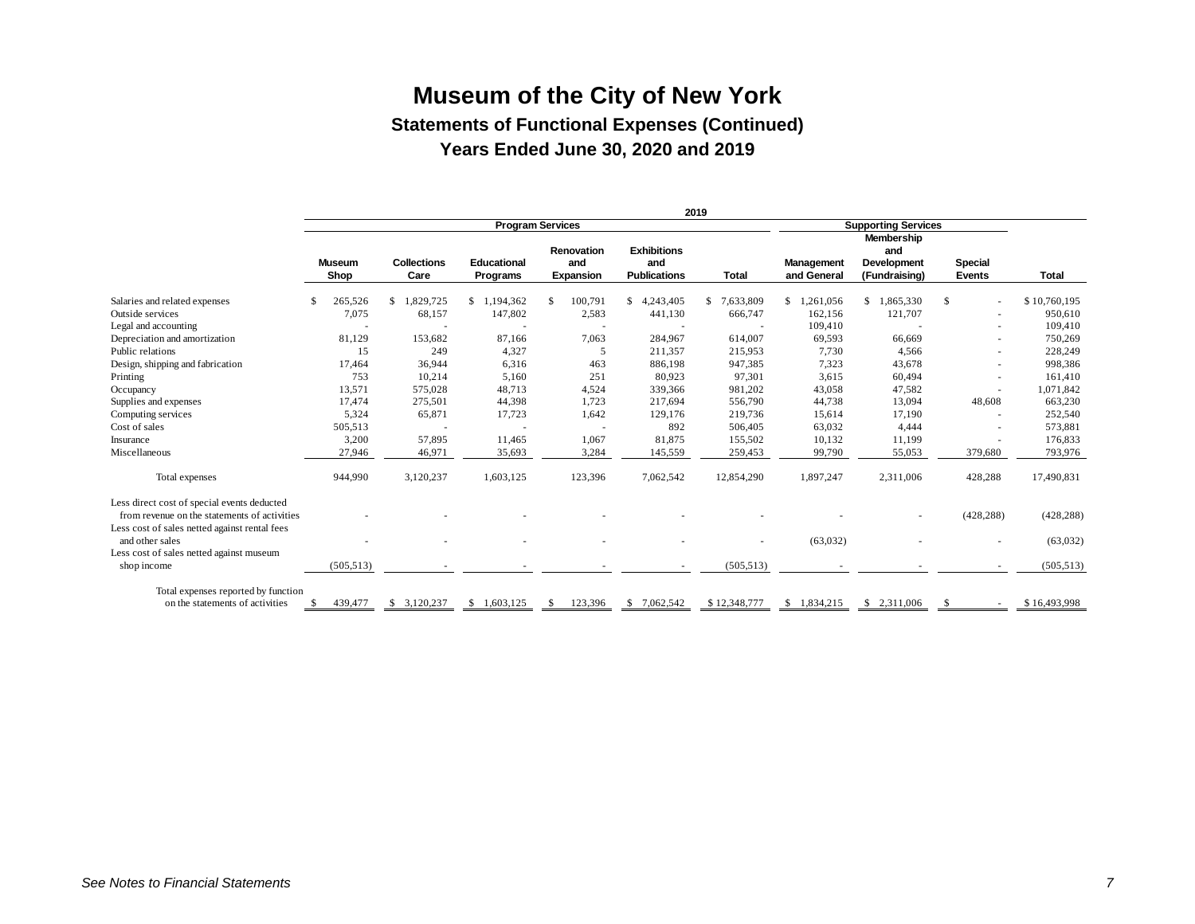# Museum of the City of New York

## Statements of Functional Expenses (Continued)

## Years Ended June 30, 2020 and 2019

| | 2019 | | | | | | | | | |
|---|---|---|---|---|---|---|---|---|---|---|
| | Program Services | | | | | | Supporting Services | | | |
| | Museum Shop | Collections Care | Educational Programs | Renovation and Expansion | Exhibitions and Publications | Total | Management and General | Membership and Development (Fundraising) | Special Events | Total |
| Salaries and related expenses | $ 265,526 | $ 1,829,725 | $ 1,194,362 | $ 100,791 | $ 4,243,405 | $ 7,633,809 | $ 1,261,056 | $ 1,865,330 | $ - | $ 10,760,195 |
| Outside services | 7,075 | 68,157 | 147,802 | 2,583 | 441,130 | 666,747 | 162,156 | 121,707 | - | 950,610 |
| Legal and accounting | - | - | - | - | - | - | 109,410 | - | - | 109,410 |
| Depreciation and amortization | 81,129 | 153,682 | 87,166 | 7,063 | 284,967 | 614,007 | 69,593 | 66,669 | - | 750,269 |
| Public relations | 15 | 249 | 4,327 | 5 | 211,357 | 215,953 | 7,730 | 4,566 | - | 228,249 |
| Design, shipping and fabrication | 17,464 | 36,944 | 6,316 | 463 | 886,198 | 947,385 | 7,323 | 43,678 | - | 998,386 |
| Printing | 753 | 10,214 | 5,160 | 251 | 80,923 | 97,301 | 3,615 | 60,494 | - | 161,410 |
| Occupancy | 13,571 | 575,028 | 48,713 | 4,524 | 339,366 | 981,202 | 43,058 | 47,582 | - | 1,071,842 |
| Supplies and expenses | 17,474 | 275,501 | 44,398 | 1,723 | 217,694 | 556,790 | 44,738 | 13,094 | 48,608 | 663,230 |
| Computing services | 5,324 | 65,871 | 17,723 | 1,642 | 129,176 | 219,736 | 15,614 | 17,190 | - | 252,540 |
| Cost of sales | 505,513 | - | - | - | 892 | 506,405 | 63,032 | 4,444 | - | 573,881 |
| Insurance | 3,200 | 57,895 | 11,465 | 1,067 | 81,875 | 155,502 | 10,132 | 11,199 | - | 176,833 |
| Miscellaneous | 27,946 | 46,971 | 35,693 | 3,284 | 145,559 | 259,453 | 99,790 | 55,053 | 379,680 | 793,976 |
| Total expenses | 944,990 | 3,120,237 | 1,603,125 | 123,396 | 7,062,542 | 12,854,290 | 1,897,247 | 2,311,006 | 428,288 | 17,490,831 |
| Less direct cost of special events deducted from revenue on the statements of activities | - | - | - | - | - | - | - | - | (428,288) | (428,288) |
| Less cost of sales netted against rental fees and other sales | - | - | - | - | - | - | (63,032) | - | - | (63,032) |
| Less cost of sales netted against museum shop income | (505,513) | - | - | - | - | (505,513) | - | - | - | (505,513) |
| Total expenses reported by function on the statements of activities | $ 439,477 | $ 3,120,237 | $ 1,603,125 | $ 123,396 | $ 7,062,542 | $ 12,348,777 | $ 1,834,215 | $ 2,311,006 | $ - | $ 16,493,998 |

*See Notes to Financial Statements*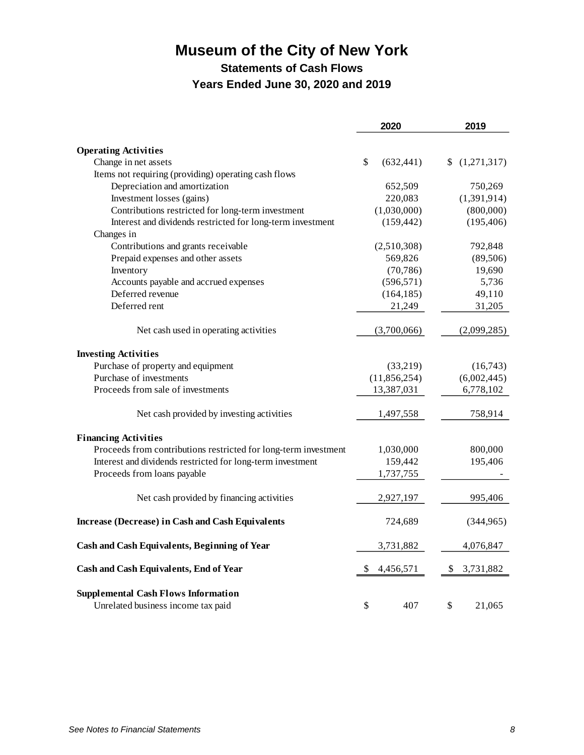# Museum of the City of New York

## Statements of Cash Flows

### Years Ended June 30, 2020 and 2019

| | 2020 | 2019 |
|---|---|---|
| **Operating Activities** | | |
| Change in net assets | $ (632,441) | $ (1,271,317) |
| Items not requiring (providing) operating cash flows | | |
| Depreciation and amortization | 652,509 | 750,269 |
| Investment losses (gains) | 220,083 | (1,391,914) |
| Contributions restricted for long-term investment | (1,030,000) | (800,000) |
| Interest and dividends restricted for long-term investment | (159,442) | (195,406) |
| Changes in | | |
| Contributions and grants receivable | (2,510,308) | 792,848 |
| Prepaid expenses and other assets | 569,826 | (89,506) |
| Inventory | (70,786) | 19,690 |
| Accounts payable and accrued expenses | (596,571) | 5,736 |
| Deferred revenue | (164,185) | 49,110 |
| Deferred rent | 21,249 | 31,205 |
| Net cash used in operating activities | (3,700,066) | (2,099,285) |
| **Investing Activities** | | |
| Purchase of property and equipment | (33,219) | (16,743) |
| Purchase of investments | (11,856,254) | (6,002,445) |
| Proceeds from sale of investments | 13,387,031 | 6,778,102 |
| Net cash provided by investing activities | 1,497,558 | 758,914 |
| **Financing Activities** | | |
| Proceeds from contributions restricted for long-term investment | 1,030,000 | 800,000 |
| Interest and dividends restricted for long-term investment | 159,442 | 195,406 |
| Proceeds from loans payable | 1,737,755 | - |
| Net cash provided by financing activities | 2,927,197 | 995,406 |
| **Increase (Decrease) in Cash and Cash Equivalents** | 724,689 | (344,965) |
| **Cash and Cash Equivalents, Beginning of Year** | 3,731,882 | 4,076,847 |
| **Cash and Cash Equivalents, End of Year** | $ 4,456,571 | $ 3,731,882 |
| **Supplemental Cash Flows Information** | | |
| Unrelated business income tax paid | $ 407 | $ 21,065 |

*See Notes to Financial Statements*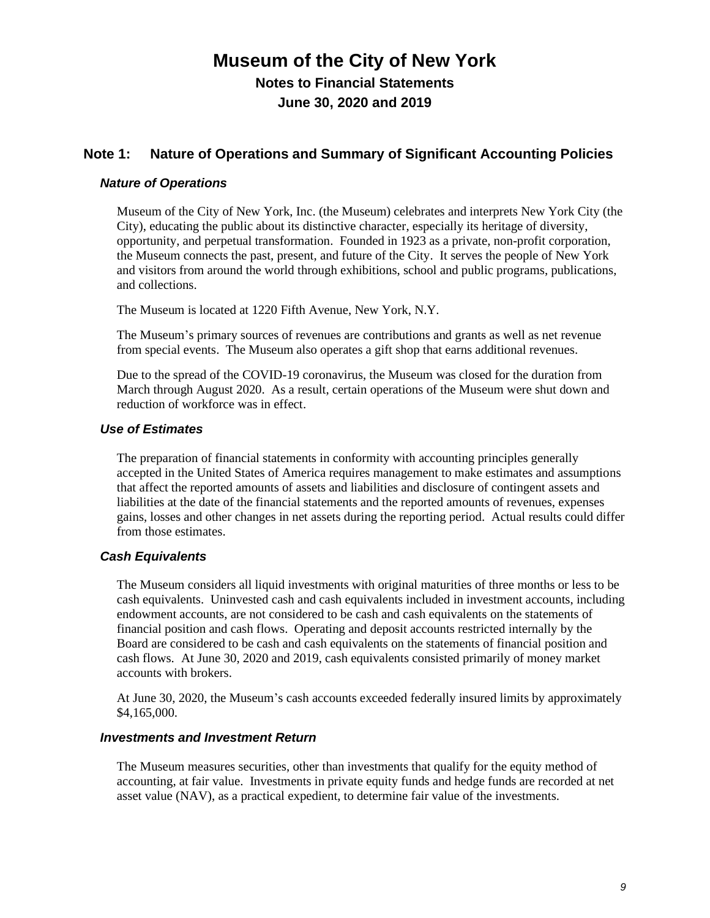# Museum of the City of New York

## Notes to Financial Statements

## June 30, 2020 and 2019

## Note 1: Nature of Operations and Summary of Significant Accounting Policies

### *Nature of Operations*

Museum of the City of New York, Inc. (the Museum) celebrates and interprets New York City (the City), educating the public about its distinctive character, especially its heritage of diversity, opportunity, and perpetual transformation. Founded in 1923 as a private, non-profit corporation, the Museum connects the past, present, and future of the City. It serves the people of New York and visitors from around the world through exhibitions, school and public programs, publications, and collections.

The Museum is located at 1220 Fifth Avenue, New York, N.Y.

The Museum's primary sources of revenues are contributions and grants as well as net revenue from special events. The Museum also operates a gift shop that earns additional revenues.

Due to the spread of the COVID-19 coronavirus, the Museum was closed for the duration from March through August 2020. As a result, certain operations of the Museum were shut down and reduction of workforce was in effect.

### *Use of Estimates*

The preparation of financial statements in conformity with accounting principles generally accepted in the United States of America requires management to make estimates and assumptions that affect the reported amounts of assets and liabilities and disclosure of contingent assets and liabilities at the date of the financial statements and the reported amounts of revenues, expenses gains, losses and other changes in net assets during the reporting period. Actual results could differ from those estimates.

### *Cash Equivalents*

The Museum considers all liquid investments with original maturities of three months or less to be cash equivalents. Uninvested cash and cash equivalents included in investment accounts, including endowment accounts, are not considered to be cash and cash equivalents on the statements of financial position and cash flows. Operating and deposit accounts restricted internally by the Board are considered to be cash and cash equivalents on the statements of financial position and cash flows. At June 30, 2020 and 2019, cash equivalents consisted primarily of money market accounts with brokers.

At June 30, 2020, the Museum's cash accounts exceeded federally insured limits by approximately $4,165,000.

### *Investments and Investment Return*

The Museum measures securities, other than investments that qualify for the equity method of accounting, at fair value. Investments in private equity funds and hedge funds are recorded at net asset value (NAV), as a practical expedient, to determine fair value of the investments.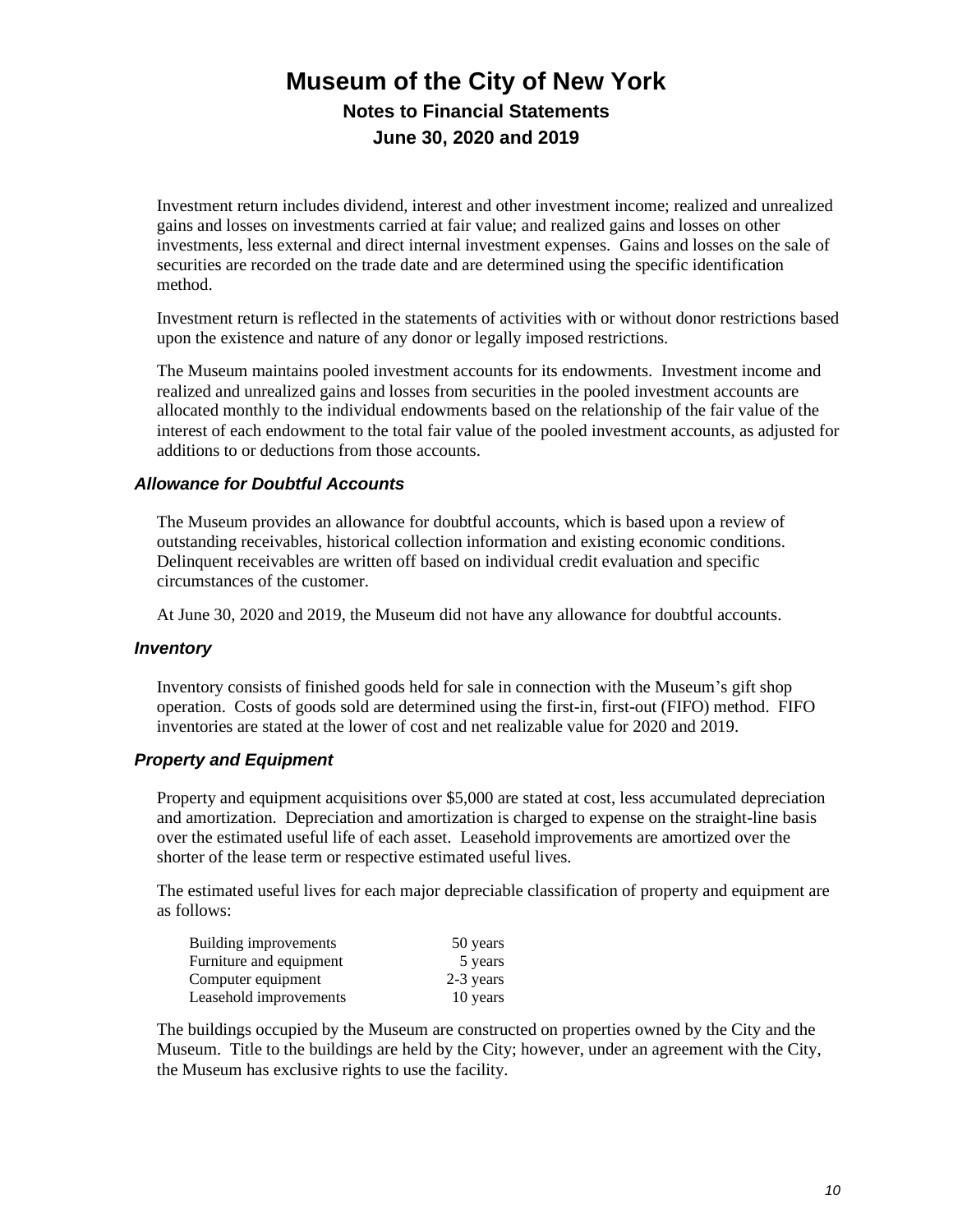Investment return includes dividend, interest and other investment income; realized and unrealized gains and losses on investments carried at fair value; and realized gains and losses on other investments, less external and direct internal investment expenses. Gains and losses on the sale of securities are recorded on the trade date and are determined using the specific identification method.

Investment return is reflected in the statements of activities with or without donor restrictions based upon the existence and nature of any donor or legally imposed restrictions.

The Museum maintains pooled investment accounts for its endowments. Investment income and realized and unrealized gains and losses from securities in the pooled investment accounts are allocated monthly to the individual endowments based on the relationship of the fair value of the interest of each endowment to the total fair value of the pooled investment accounts, as adjusted for additions to or deductions from those accounts.

### *Allowance for Doubtful Accounts*

The Museum provides an allowance for doubtful accounts, which is based upon a review of outstanding receivables, historical collection information and existing economic conditions. Delinquent receivables are written off based on individual credit evaluation and specific circumstances of the customer.

At June 30, 2020 and 2019, the Museum did not have any allowance for doubtful accounts.

### *Inventory*

Inventory consists of finished goods held for sale in connection with the Museum's gift shop operation. Costs of goods sold are determined using the first-in, first-out (FIFO) method. FIFO inventories are stated at the lower of cost and net realizable value for 2020 and 2019.

### *Property and Equipment*

Property and equipment acquisitions over $5,000 are stated at cost, less accumulated depreciation and amortization. Depreciation and amortization is charged to expense on the straight-line basis over the estimated useful life of each asset. Leasehold improvements are amortized over the shorter of the lease term or respective estimated useful lives.

The estimated useful lives for each major depreciable classification of property and equipment are as follows:

| | |
|---|---|
| Building improvements | 50 years |
| Furniture and equipment | 5 years |
| Computer equipment | 2-3 years |
| Leasehold improvements | 10 years |

The buildings occupied by the Museum are constructed on properties owned by the City and the Museum. Title to the buildings are held by the City; however, under an agreement with the City, the Museum has exclusive rights to use the facility.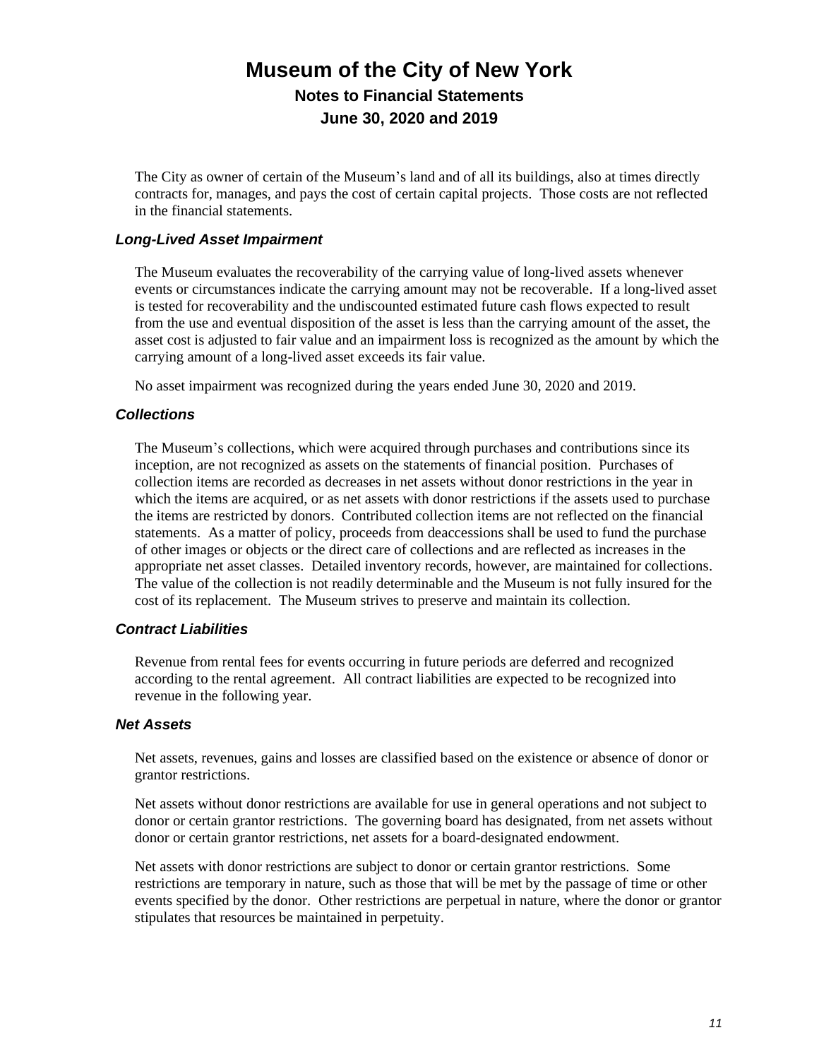The City as owner of certain of the Museum's land and of all its buildings, also at times directly contracts for, manages, and pays the cost of certain capital projects. Those costs are not reflected in the financial statements.

### *Long-Lived Asset Impairment*

The Museum evaluates the recoverability of the carrying value of long-lived assets whenever events or circumstances indicate the carrying amount may not be recoverable. If a long-lived asset is tested for recoverability and the undiscounted estimated future cash flows expected to result from the use and eventual disposition of the asset is less than the carrying amount of the asset, the asset cost is adjusted to fair value and an impairment loss is recognized as the amount by which the carrying amount of a long-lived asset exceeds its fair value.

No asset impairment was recognized during the years ended June 30, 2020 and 2019.

### *Collections*

The Museum's collections, which were acquired through purchases and contributions since its inception, are not recognized as assets on the statements of financial position. Purchases of collection items are recorded as decreases in net assets without donor restrictions in the year in which the items are acquired, or as net assets with donor restrictions if the assets used to purchase the items are restricted by donors. Contributed collection items are not reflected on the financial statements. As a matter of policy, proceeds from deaccessions shall be used to fund the purchase of other images or objects or the direct care of collections and are reflected as increases in the appropriate net asset classes. Detailed inventory records, however, are maintained for collections. The value of the collection is not readily determinable and the Museum is not fully insured for the cost of its replacement. The Museum strives to preserve and maintain its collection.

### *Contract Liabilities*

Revenue from rental fees for events occurring in future periods are deferred and recognized according to the rental agreement. All contract liabilities are expected to be recognized into revenue in the following year.

### *Net Assets*

Net assets, revenues, gains and losses are classified based on the existence or absence of donor or grantor restrictions.

Net assets without donor restrictions are available for use in general operations and not subject to donor or certain grantor restrictions. The governing board has designated, from net assets without donor or certain grantor restrictions, net assets for a board-designated endowment.

Net assets with donor restrictions are subject to donor or certain grantor restrictions. Some restrictions are temporary in nature, such as those that will be met by the passage of time or other events specified by the donor. Other restrictions are perpetual in nature, where the donor or grantor stipulates that resources be maintained in perpetuity.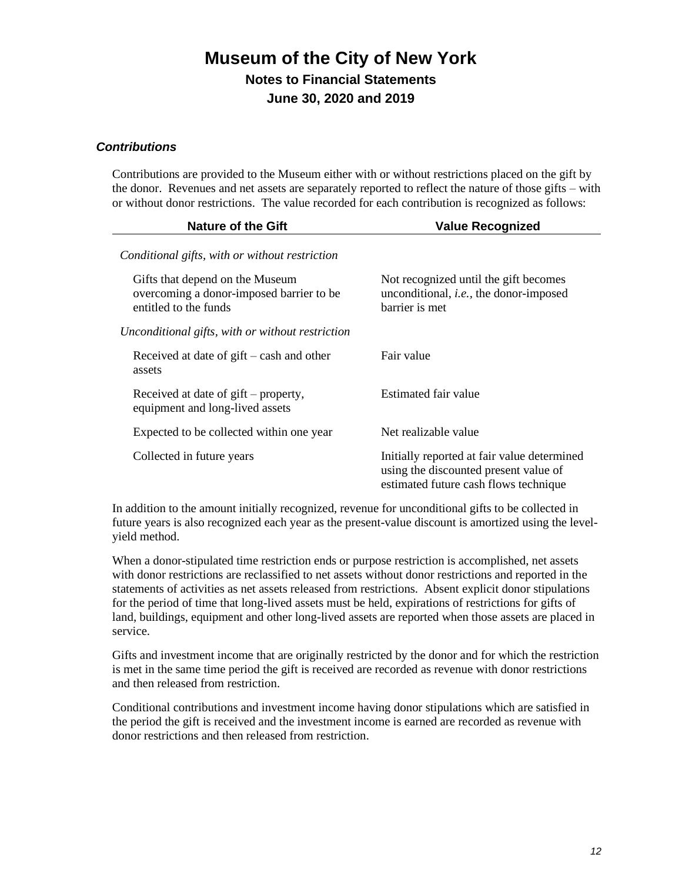# Museum of the City of New York

## Notes to Financial Statements

## June 30, 2020 and 2019

### *Contributions*

Contributions are provided to the Museum either with or without restrictions placed on the gift by the donor. Revenues and net assets are separately reported to reflect the nature of those gifts – with or without donor restrictions. The value recorded for each contribution is recognized as follows:

| Nature of the Gift | Value Recognized |
|---|---|
| *Conditional gifts, with or without restriction* | |
| Gifts that depend on the Museum overcoming a donor-imposed barrier to be entitled to the funds | Not recognized until the gift becomes unconditional, *i.e.*, the donor-imposed barrier is met |
| *Unconditional gifts, with or without restriction* | |
| Received at date of gift – cash and other assets | Fair value |
| Received at date of gift – property, equipment and long-lived assets | Estimated fair value |
| Expected to be collected within one year | Net realizable value |
| Collected in future years | Initially reported at fair value determined using the discounted present value of estimated future cash flows technique |

In addition to the amount initially recognized, revenue for unconditional gifts to be collected in future years is also recognized each year as the present-value discount is amortized using the level-yield method.

When a donor-stipulated time restriction ends or purpose restriction is accomplished, net assets with donor restrictions are reclassified to net assets without donor restrictions and reported in the statements of activities as net assets released from restrictions. Absent explicit donor stipulations for the period of time that long-lived assets must be held, expirations of restrictions for gifts of land, buildings, equipment and other long-lived assets are reported when those assets are placed in service.

Gifts and investment income that are originally restricted by the donor and for which the restriction is met in the same time period the gift is received are recorded as revenue with donor restrictions and then released from restriction.

Conditional contributions and investment income having donor stipulations which are satisfied in the period the gift is received and the investment income is earned are recorded as revenue with donor restrictions and then released from restriction.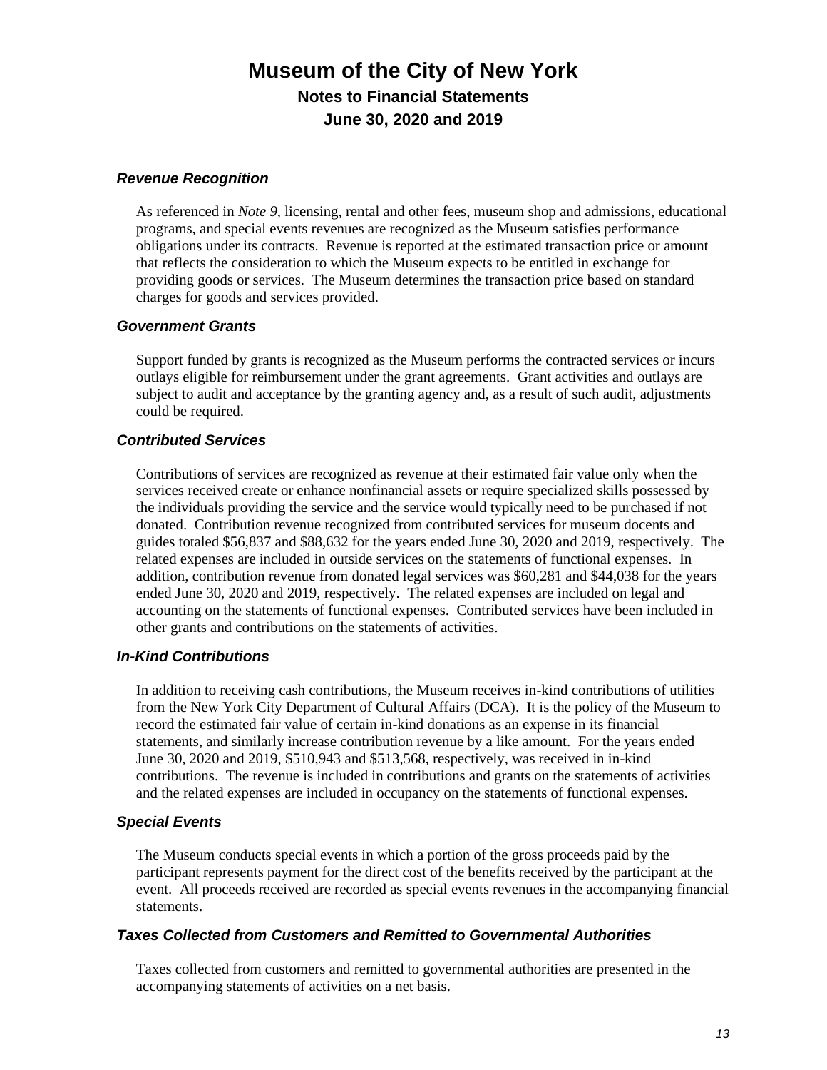# Museum of the City of New York

## Notes to Financial Statements

## June 30, 2020 and 2019

### *Revenue Recognition*

As referenced in *Note 9*, licensing, rental and other fees, museum shop and admissions, educational programs, and special events revenues are recognized as the Museum satisfies performance obligations under its contracts. Revenue is reported at the estimated transaction price or amount that reflects the consideration to which the Museum expects to be entitled in exchange for providing goods or services. The Museum determines the transaction price based on standard charges for goods and services provided.

### *Government Grants*

Support funded by grants is recognized as the Museum performs the contracted services or incurs outlays eligible for reimbursement under the grant agreements. Grant activities and outlays are subject to audit and acceptance by the granting agency and, as a result of such audit, adjustments could be required.

### *Contributed Services*

Contributions of services are recognized as revenue at their estimated fair value only when the services received create or enhance nonfinancial assets or require specialized skills possessed by the individuals providing the service and the service would typically need to be purchased if not donated. Contribution revenue recognized from contributed services for museum docents and guides totaled $56,837 and $88,632 for the years ended June 30, 2020 and 2019, respectively. The related expenses are included in outside services on the statements of functional expenses. In addition, contribution revenue from donated legal services was $60,281 and $44,038 for the years ended June 30, 2020 and 2019, respectively. The related expenses are included on legal and accounting on the statements of functional expenses. Contributed services have been included in other grants and contributions on the statements of activities.

### *In-Kind Contributions*

In addition to receiving cash contributions, the Museum receives in-kind contributions of utilities from the New York City Department of Cultural Affairs (DCA). It is the policy of the Museum to record the estimated fair value of certain in-kind donations as an expense in its financial statements, and similarly increase contribution revenue by a like amount. For the years ended June 30, 2020 and 2019, $510,943 and $513,568, respectively, was received in in-kind contributions. The revenue is included in contributions and grants on the statements of activities and the related expenses are included in occupancy on the statements of functional expenses.

### *Special Events*

The Museum conducts special events in which a portion of the gross proceeds paid by the participant represents payment for the direct cost of the benefits received by the participant at the event. All proceeds received are recorded as special events revenues in the accompanying financial statements.

### *Taxes Collected from Customers and Remitted to Governmental Authorities*

Taxes collected from customers and remitted to governmental authorities are presented in the accompanying statements of activities on a net basis.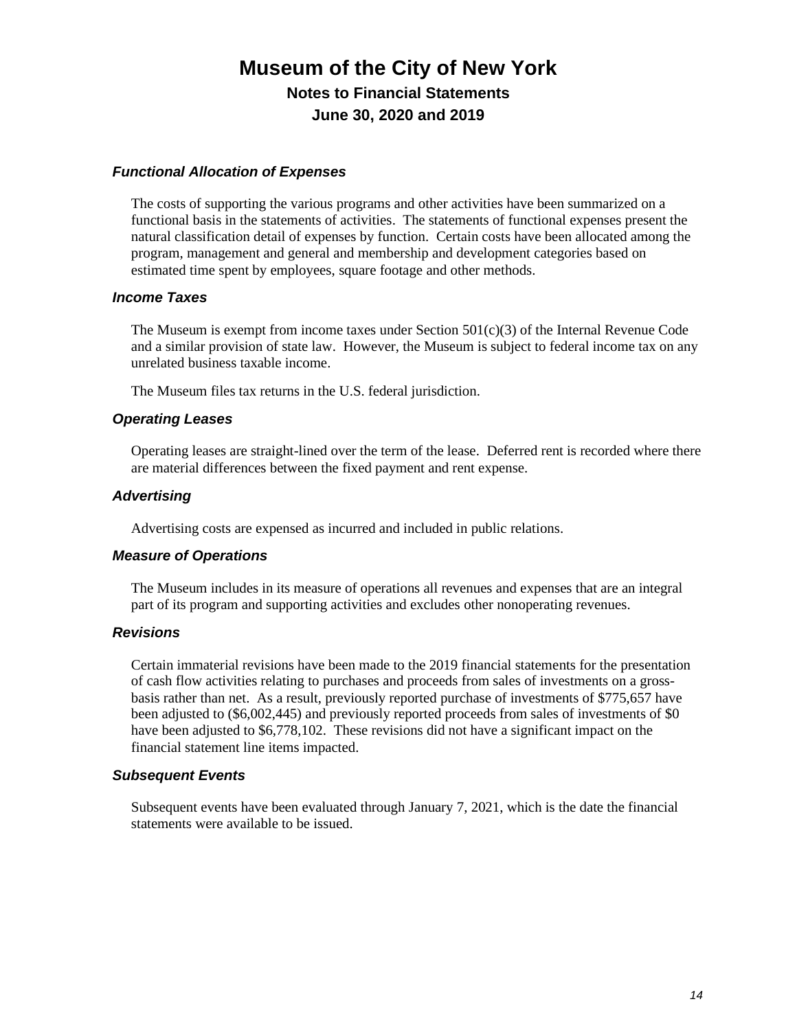# Museum of the City of New York

## Notes to Financial Statements

## June 30, 2020 and 2019

### *Functional Allocation of Expenses*

The costs of supporting the various programs and other activities have been summarized on a functional basis in the statements of activities. The statements of functional expenses present the natural classification detail of expenses by function. Certain costs have been allocated among the program, management and general and membership and development categories based on estimated time spent by employees, square footage and other methods.

### *Income Taxes*

The Museum is exempt from income taxes under Section 501(c)(3) of the Internal Revenue Code and a similar provision of state law. However, the Museum is subject to federal income tax on any unrelated business taxable income.

The Museum files tax returns in the U.S. federal jurisdiction.

### *Operating Leases*

Operating leases are straight-lined over the term of the lease. Deferred rent is recorded where there are material differences between the fixed payment and rent expense.

### *Advertising*

Advertising costs are expensed as incurred and included in public relations.

### *Measure of Operations*

The Museum includes in its measure of operations all revenues and expenses that are an integral part of its program and supporting activities and excludes other nonoperating revenues.

### *Revisions*

Certain immaterial revisions have been made to the 2019 financial statements for the presentation of cash flow activities relating to purchases and proceeds from sales of investments on a gross-basis rather than net. As a result, previously reported purchase of investments of $775,657 have been adjusted to ($6,002,445) and previously reported proceeds from sales of investments of $0 have been adjusted to $6,778,102. These revisions did not have a significant impact on the financial statement line items impacted.

### *Subsequent Events*

Subsequent events have been evaluated through January 7, 2021, which is the date the financial statements were available to be issued.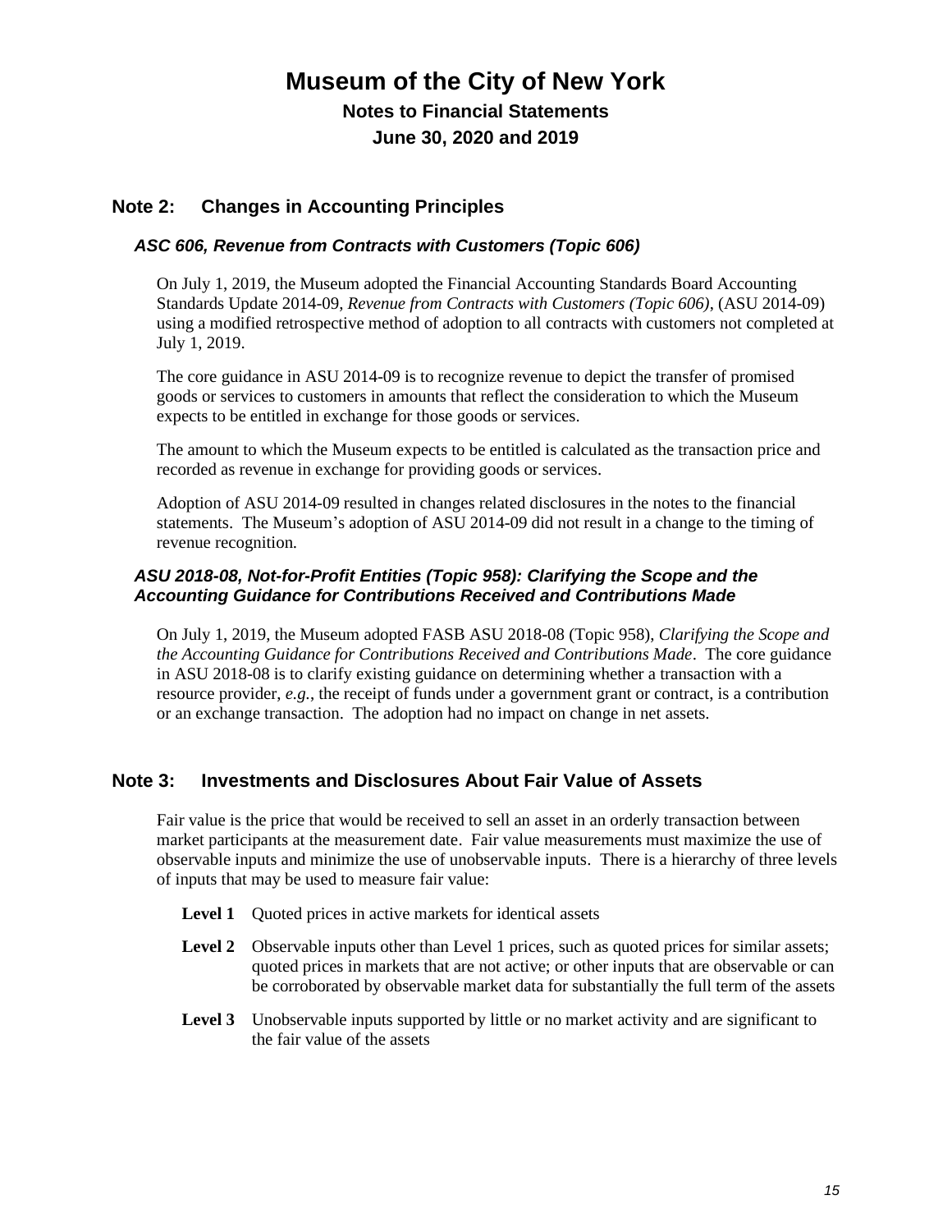## Note 2: Changes in Accounting Principles

### *ASC 606, Revenue from Contracts with Customers (Topic 606)*

On July 1, 2019, the Museum adopted the Financial Accounting Standards Board Accounting Standards Update 2014-09, *Revenue from Contracts with Customers (Topic 606)*, (ASU 2014-09) using a modified retrospective method of adoption to all contracts with customers not completed at July 1, 2019.

The core guidance in ASU 2014-09 is to recognize revenue to depict the transfer of promised goods or services to customers in amounts that reflect the consideration to which the Museum expects to be entitled in exchange for those goods or services.

The amount to which the Museum expects to be entitled is calculated as the transaction price and recorded as revenue in exchange for providing goods or services.

Adoption of ASU 2014-09 resulted in changes related disclosures in the notes to the financial statements. The Museum's adoption of ASU 2014-09 did not result in a change to the timing of revenue recognition.

### *ASU 2018-08, Not-for-Profit Entities (Topic 958): Clarifying the Scope and the Accounting Guidance for Contributions Received and Contributions Made*

On July 1, 2019, the Museum adopted FASB ASU 2018-08 (Topic 958), *Clarifying the Scope and the Accounting Guidance for Contributions Received and Contributions Made*. The core guidance in ASU 2018-08 is to clarify existing guidance on determining whether a transaction with a resource provider, *e.g.*, the receipt of funds under a government grant or contract, is a contribution or an exchange transaction. The adoption had no impact on change in net assets.

## Note 3: Investments and Disclosures About Fair Value of Assets

Fair value is the price that would be received to sell an asset in an orderly transaction between market participants at the measurement date. Fair value measurements must maximize the use of observable inputs and minimize the use of unobservable inputs. There is a hierarchy of three levels of inputs that may be used to measure fair value:

**Level 1** Quoted prices in active markets for identical assets

**Level 2** Observable inputs other than Level 1 prices, such as quoted prices for similar assets; quoted prices in markets that are not active; or other inputs that are observable or can be corroborated by observable market data for substantially the full term of the assets

**Level 3** Unobservable inputs supported by little or no market activity and are significant to the fair value of the assets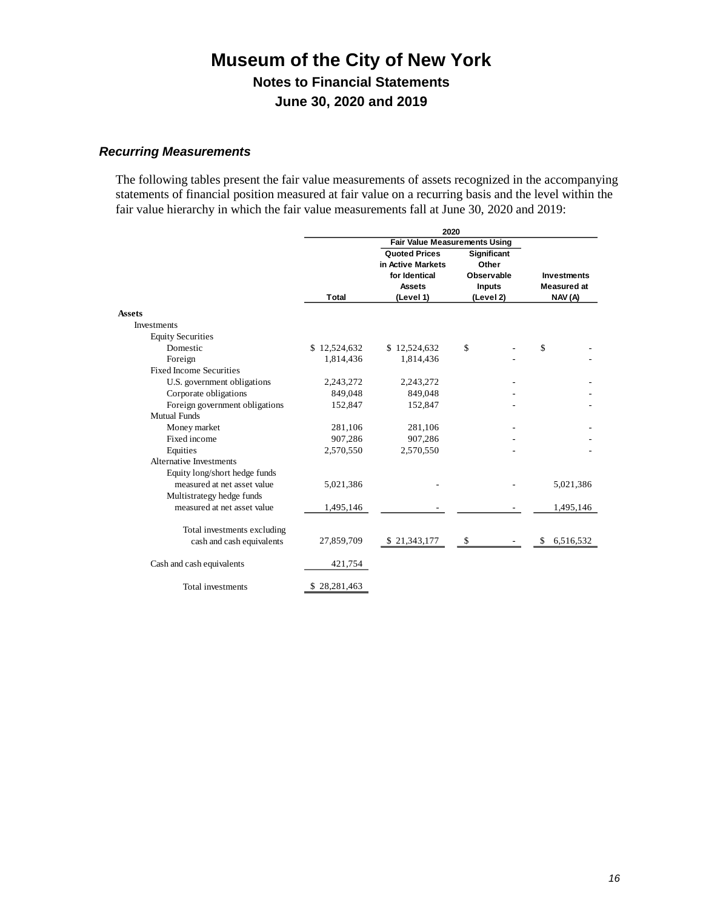### *Recurring Measurements*

The following tables present the fair value measurements of assets recognized in the accompanying statements of financial position measured at fair value on a recurring basis and the level within the fair value hierarchy in which the fair value measurements fall at June 30, 2020 and 2019:

| | 2020 | | | |
|---|---|---|---|---|
| | | Fair Value Measurements Using | | |
| | Total | Quoted Prices in Active Markets for Identical Assets (Level 1) | Significant Other Observable Inputs (Level 2) | Investments Measured at NAV (A) |
| **Assets** | | | | |
| Investments | | | | |
| Equity Securities | | | | |
| Domestic | $ 12,524,632 | $ 12,524,632 | $ - | $ - |
| Foreign | 1,814,436 | 1,814,436 | - | - |
| Fixed Income Securities | | | | |
| U.S. government obligations | 2,243,272 | 2,243,272 | - | - |
| Corporate obligations | 849,048 | 849,048 | - | - |
| Foreign government obligations | 152,847 | 152,847 | - | - |
| Mutual Funds | | | | |
| Money market | 281,106 | 281,106 | - | - |
| Fixed income | 907,286 | 907,286 | - | - |
| Equities | 2,570,550 | 2,570,550 | - | - |
| Alternative Investments | | | | |
| Equity long/short hedge funds measured at net asset value | 5,021,386 | - | - | 5,021,386 |
| Multistrategy hedge funds measured at net asset value | 1,495,146 | - | - | 1,495,146 |
| Total investments excluding cash and cash equivalents | 27,859,709 | $ 21,343,177 | $ - | $ 6,516,532 |
| Cash and cash equivalents | 421,754 | | | |
| Total investments | $ 28,281,463 | | | |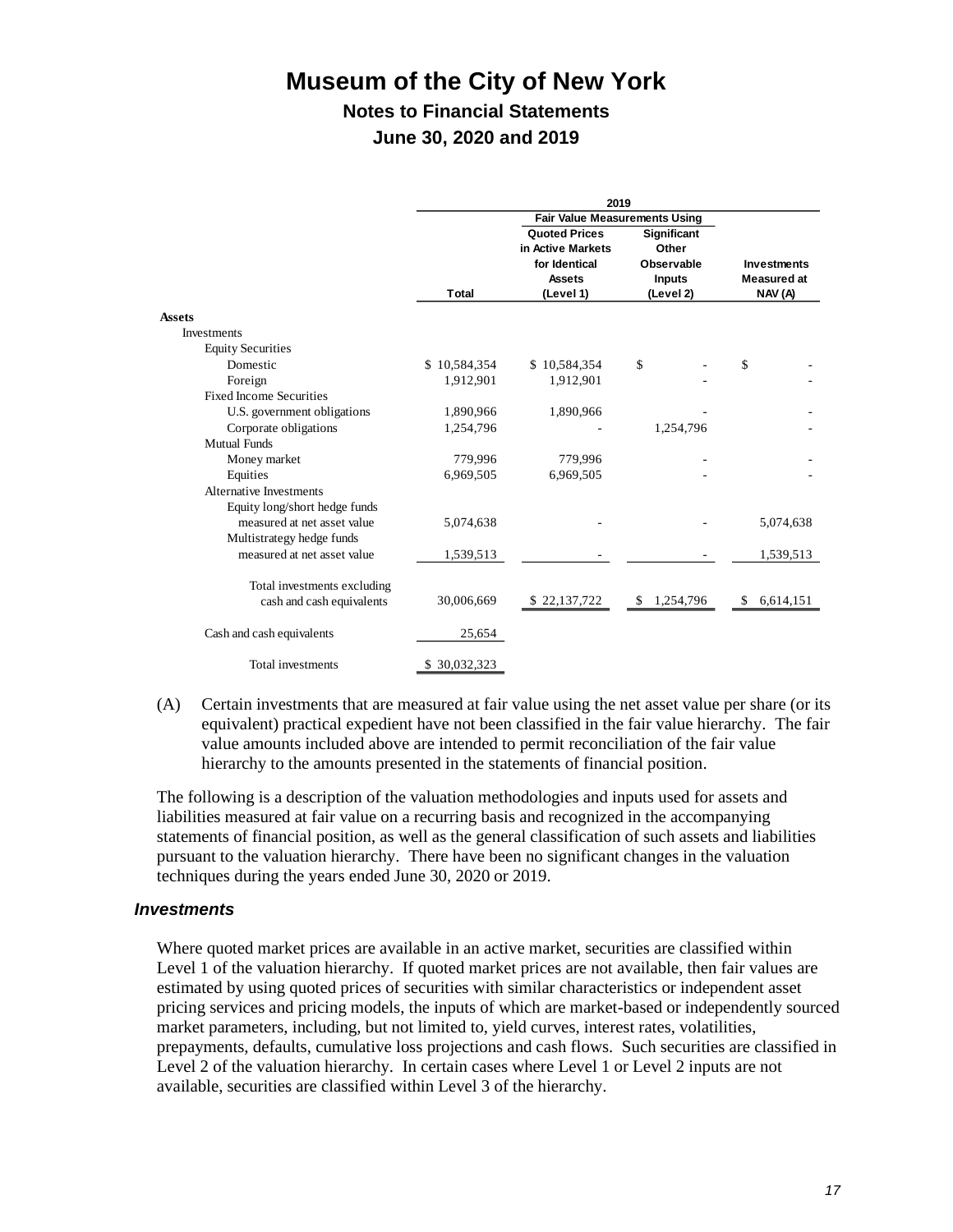# Museum of the City of New York

## Notes to Financial Statements

## June 30, 2020 and 2019

| | 2019 | | | |
|---|---|---|---|---|
| | | Fair Value Measurements Using | | |
| | Total | Quoted Prices in Active Markets for Identical Assets (Level 1) | Significant Other Observable Inputs (Level 2) | Investments Measured at NAV (A) |
| **Assets** | | | | |
| Investments | | | | |
| Equity Securities | | | | |
| Domestic | $ 10,584,354 | $ 10,584,354 | $ - | $ - |
| Foreign | 1,912,901 | 1,912,901 | - | - |
| Fixed Income Securities | | | | |
| U.S. government obligations | 1,890,966 | 1,890,966 | - | - |
| Corporate obligations | 1,254,796 | - | 1,254,796 | - |
| Mutual Funds | | | | |
| Money market | 779,996 | 779,996 | - | - |
| Equities | 6,969,505 | 6,969,505 | - | - |
| Alternative Investments | | | | |
| Equity long/short hedge funds measured at net asset value | 5,074,638 | - | - | 5,074,638 |
| Multistrategy hedge funds measured at net asset value | 1,539,513 | - | - | 1,539,513 |
| Total investments excluding cash and cash equivalents | 30,006,669 | $ 22,137,722 | $ 1,254,796 | $ 6,614,151 |
| Cash and cash equivalents | 25,654 | | | |
| Total investments | $ 30,032,323 | | | |

(A) Certain investments that are measured at fair value using the net asset value per share (or its equivalent) practical expedient have not been classified in the fair value hierarchy. The fair value amounts included above are intended to permit reconciliation of the fair value hierarchy to the amounts presented in the statements of financial position.

The following is a description of the valuation methodologies and inputs used for assets and liabilities measured at fair value on a recurring basis and recognized in the accompanying statements of financial position, as well as the general classification of such assets and liabilities pursuant to the valuation hierarchy. There have been no significant changes in the valuation techniques during the years ended June 30, 2020 or 2019.

### *Investments*

Where quoted market prices are available in an active market, securities are classified within Level 1 of the valuation hierarchy. If quoted market prices are not available, then fair values are estimated by using quoted prices of securities with similar characteristics or independent asset pricing services and pricing models, the inputs of which are market-based or independently sourced market parameters, including, but not limited to, yield curves, interest rates, volatilities, prepayments, defaults, cumulative loss projections and cash flows. Such securities are classified in Level 2 of the valuation hierarchy. In certain cases where Level 1 or Level 2 inputs are not available, securities are classified within Level 3 of the hierarchy.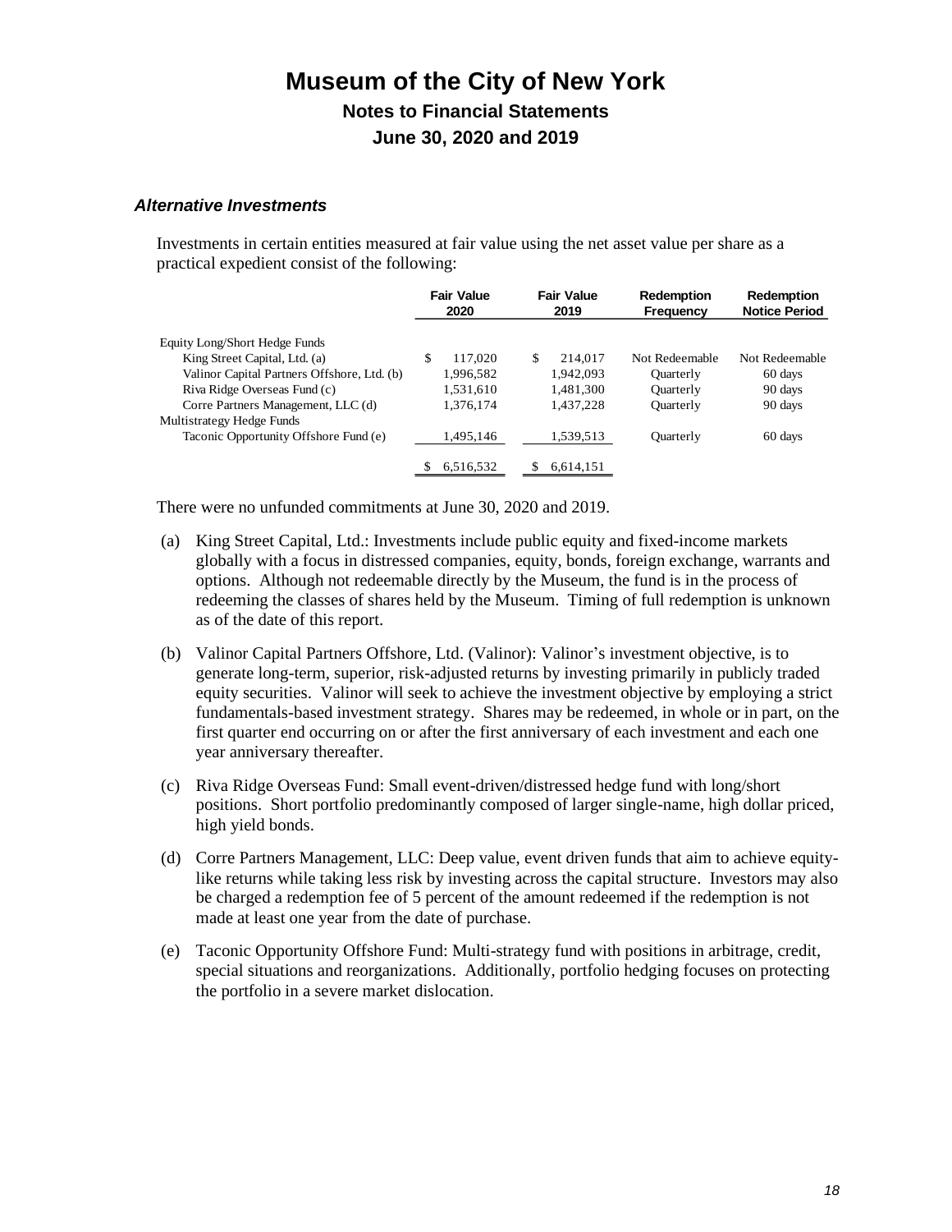# Museum of the City of New York

## Notes to Financial Statements

## June 30, 2020 and 2019

### *Alternative Investments*

Investments in certain entities measured at fair value using the net asset value per share as a practical expedient consist of the following:

| | Fair Value 2020 | Fair Value 2019 | Redemption Frequency | Redemption Notice Period |
|---|---|---|---|---|
| Equity Long/Short Hedge Funds | | | | |
| King Street Capital, Ltd. (a) | $ 117,020 | $ 214,017 | Not Redeemable | Not Redeemable |
| Valinor Capital Partners Offshore, Ltd. (b) | 1,996,582 | 1,942,093 | Quarterly | 60 days |
| Riva Ridge Overseas Fund (c) | 1,531,610 | 1,481,300 | Quarterly | 90 days |
| Corre Partners Management, LLC (d) | 1,376,174 | 1,437,228 | Quarterly | 90 days |
| Multistrategy Hedge Funds | | | | |
| Taconic Opportunity Offshore Fund (e) | 1,495,146 | 1,539,513 | Quarterly | 60 days |
| | $ 6,516,532 | $ 6,614,151 | | |

There were no unfunded commitments at June 30, 2020 and 2019.

(a) King Street Capital, Ltd.: Investments include public equity and fixed-income markets globally with a focus in distressed companies, equity, bonds, foreign exchange, warrants and options. Although not redeemable directly by the Museum, the fund is in the process of redeeming the classes of shares held by the Museum. Timing of full redemption is unknown as of the date of this report.

(b) Valinor Capital Partners Offshore, Ltd. (Valinor): Valinor's investment objective, is to generate long-term, superior, risk-adjusted returns by investing primarily in publicly traded equity securities. Valinor will seek to achieve the investment objective by employing a strict fundamentals-based investment strategy. Shares may be redeemed, in whole or in part, on the first quarter end occurring on or after the first anniversary of each investment and each one year anniversary thereafter.

(c) Riva Ridge Overseas Fund: Small event-driven/distressed hedge fund with long/short positions. Short portfolio predominantly composed of larger single-name, high dollar priced, high yield bonds.

(d) Corre Partners Management, LLC: Deep value, event driven funds that aim to achieve equity-like returns while taking less risk by investing across the capital structure. Investors may also be charged a redemption fee of 5 percent of the amount redeemed if the redemption is not made at least one year from the date of purchase.

(e) Taconic Opportunity Offshore Fund: Multi-strategy fund with positions in arbitrage, credit, special situations and reorganizations. Additionally, portfolio hedging focuses on protecting the portfolio in a severe market dislocation.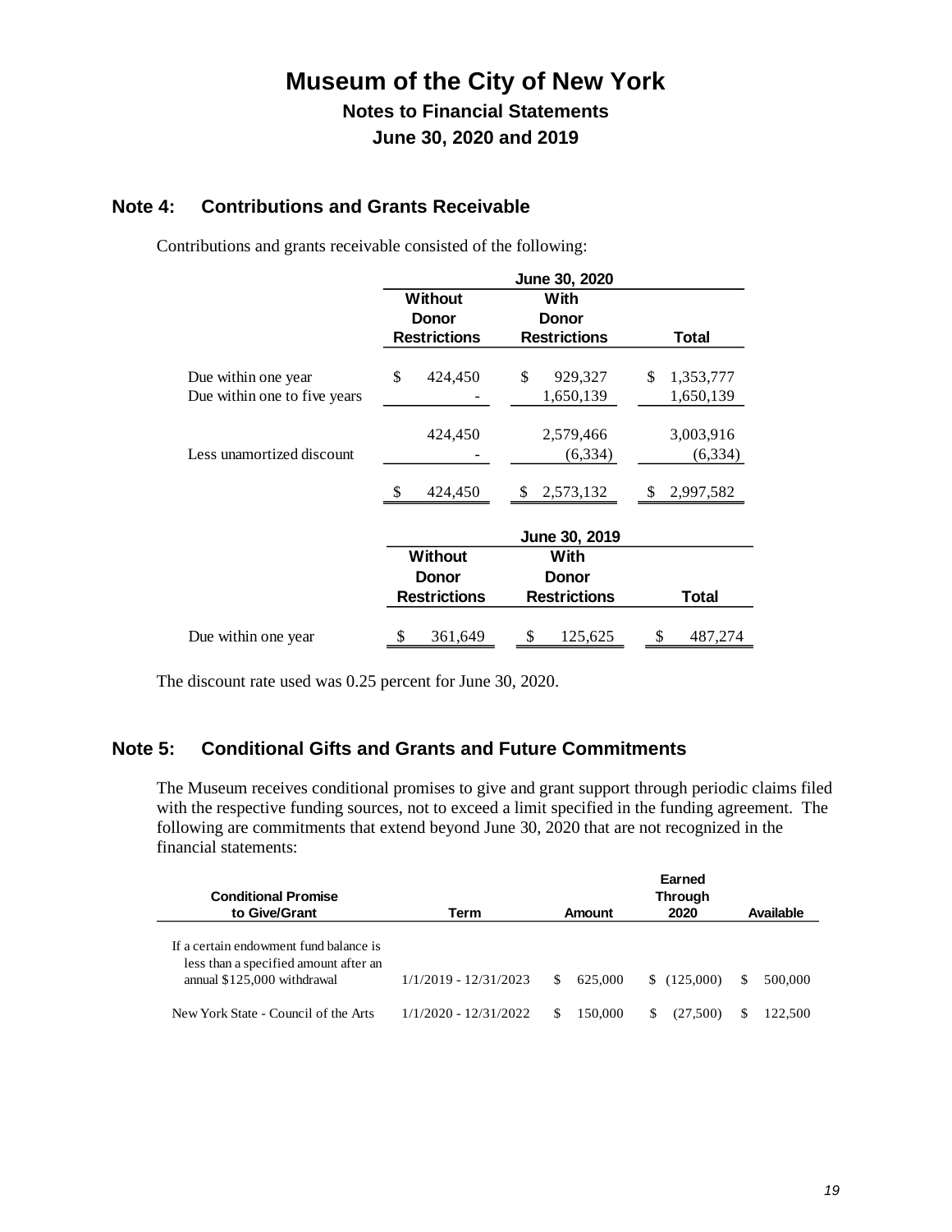# Museum of the City of New York

## Notes to Financial Statements

## June 30, 2020 and 2019

## Note 4: Contributions and Grants Receivable

Contributions and grants receivable consisted of the following:

| | June 30, 2020 | | |
|---|---|---|---|
| | Without Donor Restrictions | With Donor Restrictions | Total |
| Due within one year | $ 424,450 | $ 929,327 | $ 1,353,777 |
| Due within one to five years | - | 1,650,139 | 1,650,139 |
| | 424,450 | 2,579,466 | 3,003,916 |
| Less unamortized discount | - | (6,334) | (6,334) |
| | $ 424,450 | $ 2,573,132 | $ 2,997,582 |

| | June 30, 2019 | | |
|---|---|---|---|
| | Without Donor Restrictions | With Donor Restrictions | Total |
| Due within one year | $ 361,649 | $ 125,625 | $ 487,274 |

The discount rate used was 0.25 percent for June 30, 2020.

## Note 5: Conditional Gifts and Grants and Future Commitments

The Museum receives conditional promises to give and grant support through periodic claims filed with the respective funding sources, not to exceed a limit specified in the funding agreement. The following are commitments that extend beyond June 30, 2020 that are not recognized in the financial statements:

| Conditional Promise to Give/Grant | Term | Amount | Earned Through 2020 | Available |
|---|---|---|---|---|
| If a certain endowment fund balance is less than a specified amount after an annual $125,000 withdrawal | 1/1/2019 - 12/31/2023 | $ 625,000 | $ (125,000) | $ 500,000 |
| New York State - Council of the Arts | 1/1/2020 - 12/31/2022 | $ 150,000 | $ (27,500) | $ 122,500 |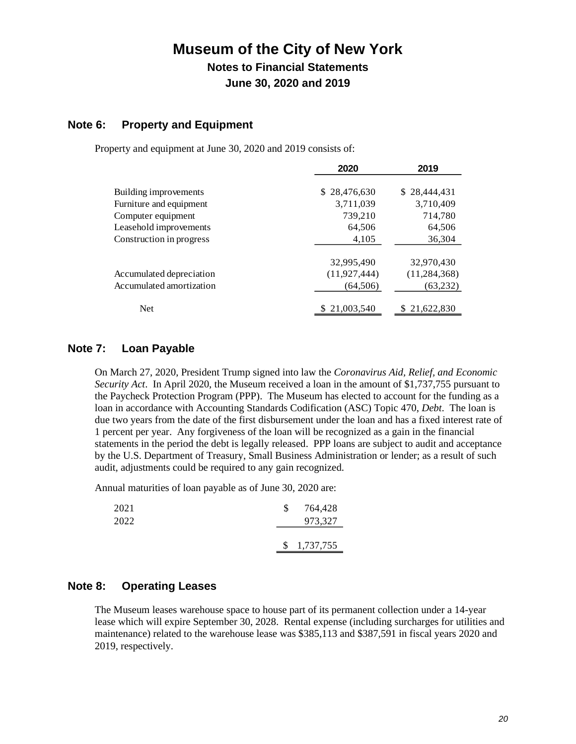# Museum of the City of New York

## Notes to Financial Statements

## June 30, 2020 and 2019

### Note 6: Property and Equipment

Property and equipment at June 30, 2020 and 2019 consists of:

| | 2020 | 2019 |
|---|---|---|
| Building improvements | $ 28,476,630 | $ 28,444,431 |
| Furniture and equipment | 3,711,039 | 3,710,409 |
| Computer equipment | 739,210 | 714,780 |
| Leasehold improvements | 64,506 | 64,506 |
| Construction in progress | 4,105 | 36,304 |
| | 32,995,490 | 32,970,430 |
| Accumulated depreciation | (11,927,444) | (11,284,368) |
| Accumulated amortization | (64,506) | (63,232) |
| Net | $ 21,003,540 | $ 21,622,830 |

### Note 7: Loan Payable

On March 27, 2020, President Trump signed into law the *Coronavirus Aid, Relief, and Economic Security Act*. In April 2020, the Museum received a loan in the amount of $1,737,755 pursuant to the Paycheck Protection Program (PPP). The Museum has elected to account for the funding as a loan in accordance with Accounting Standards Codification (ASC) Topic 470, *Debt*. The loan is due two years from the date of the first disbursement under the loan and has a fixed interest rate of 1 percent per year. Any forgiveness of the loan will be recognized as a gain in the financial statements in the period the debt is legally released. PPP loans are subject to audit and acceptance by the U.S. Department of Treasury, Small Business Administration or lender; as a result of such audit, adjustments could be required to any gain recognized.

Annual maturities of loan payable as of June 30, 2020 are:

| | |
|---|---|
| 2021 | $ 764,428 |
| 2022 | 973,327 |
| | $ 1,737,755 |

### Note 8: Operating Leases

The Museum leases warehouse space to house part of its permanent collection under a 14-year lease which will expire September 30, 2028. Rental expense (including surcharges for utilities and maintenance) related to the warehouse lease was $385,113 and $387,591 in fiscal years 2020 and 2019, respectively.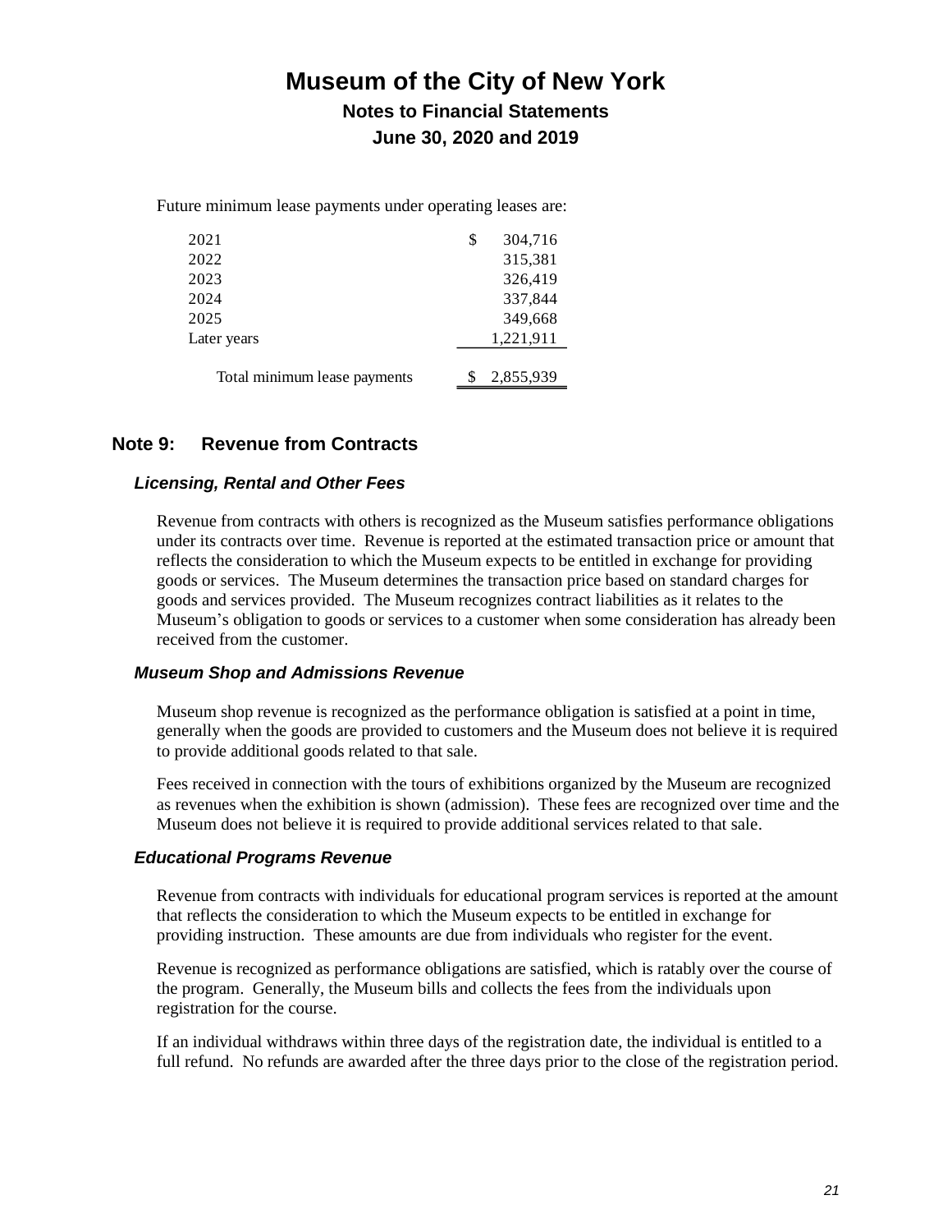# Museum of the City of New York

## Notes to Financial Statements

## June 30, 2020 and 2019

Future minimum lease payments under operating leases are:

| | |
|---|---|
| 2021 | $ 304,716 |
| 2022 | 315,381 |
| 2023 | 326,419 |
| 2024 | 337,844 |
| 2025 | 349,668 |
| Later years | 1,221,911 |
| Total minimum lease payments | $ 2,855,939 |

## Note 9: Revenue from Contracts

### *Licensing, Rental and Other Fees*

Revenue from contracts with others is recognized as the Museum satisfies performance obligations under its contracts over time. Revenue is reported at the estimated transaction price or amount that reflects the consideration to which the Museum expects to be entitled in exchange for providing goods or services. The Museum determines the transaction price based on standard charges for goods and services provided. The Museum recognizes contract liabilities as it relates to the Museum's obligation to goods or services to a customer when some consideration has already been received from the customer.

### *Museum Shop and Admissions Revenue*

Museum shop revenue is recognized as the performance obligation is satisfied at a point in time, generally when the goods are provided to customers and the Museum does not believe it is required to provide additional goods related to that sale.

Fees received in connection with the tours of exhibitions organized by the Museum are recognized as revenues when the exhibition is shown (admission). These fees are recognized over time and the Museum does not believe it is required to provide additional services related to that sale.

### *Educational Programs Revenue*

Revenue from contracts with individuals for educational program services is reported at the amount that reflects the consideration to which the Museum expects to be entitled in exchange for providing instruction. These amounts are due from individuals who register for the event.

Revenue is recognized as performance obligations are satisfied, which is ratably over the course of the program. Generally, the Museum bills and collects the fees from the individuals upon registration for the course.

If an individual withdraws within three days of the registration date, the individual is entitled to a full refund. No refunds are awarded after the three days prior to the close of the registration period.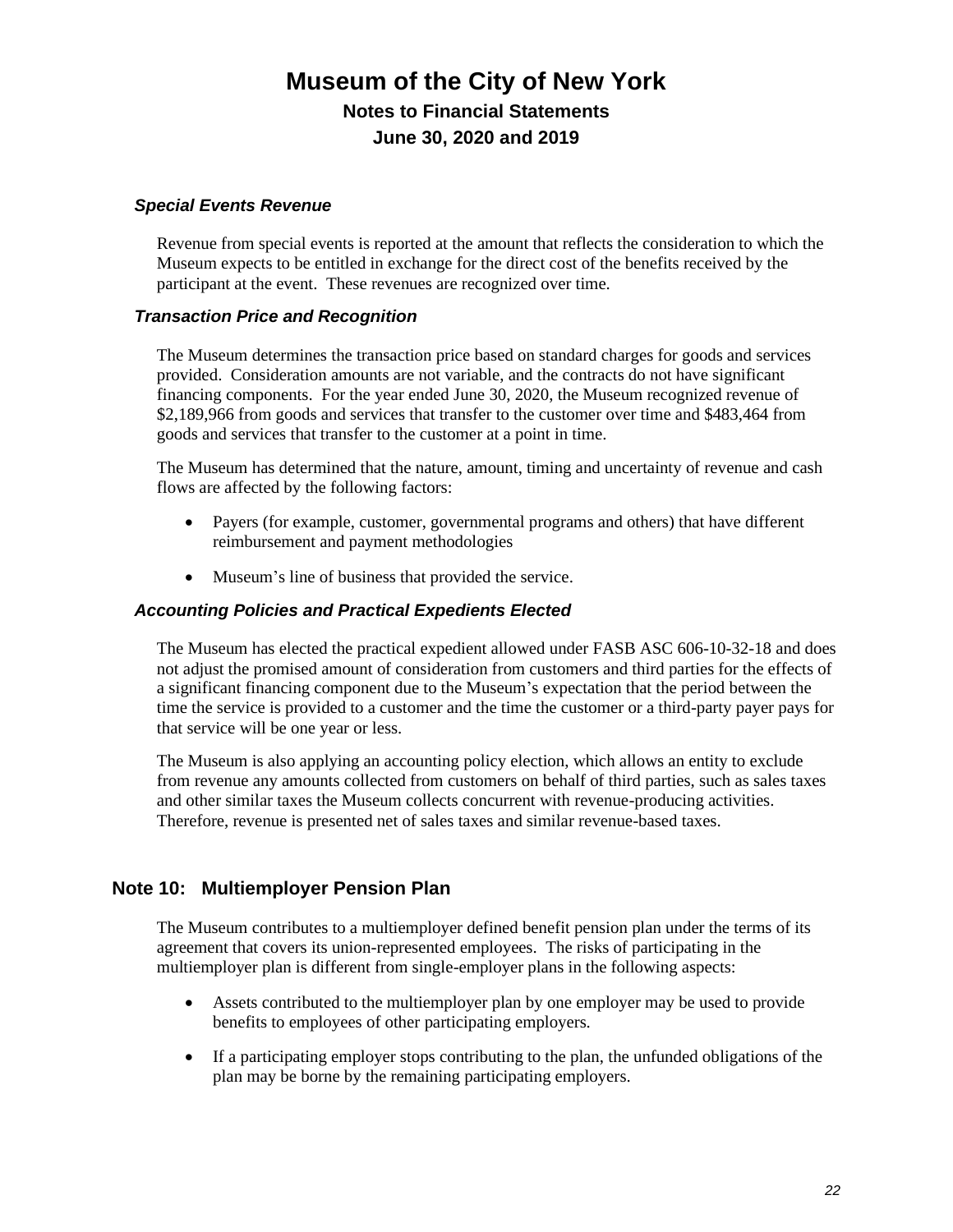### *Special Events Revenue*

Revenue from special events is reported at the amount that reflects the consideration to which the Museum expects to be entitled in exchange for the direct cost of the benefits received by the participant at the event. These revenues are recognized over time.

### *Transaction Price and Recognition*

The Museum determines the transaction price based on standard charges for goods and services provided. Consideration amounts are not variable, and the contracts do not have significant financing components. For the year ended June 30, 2020, the Museum recognized revenue of $2,189,966 from goods and services that transfer to the customer over time and $483,464 from goods and services that transfer to the customer at a point in time.

The Museum has determined that the nature, amount, timing and uncertainty of revenue and cash flows are affected by the following factors:

- Payers (for example, customer, governmental programs and others) that have different reimbursement and payment methodologies
- Museum's line of business that provided the service.

### *Accounting Policies and Practical Expedients Elected*

The Museum has elected the practical expedient allowed under FASB ASC 606-10-32-18 and does not adjust the promised amount of consideration from customers and third parties for the effects of a significant financing component due to the Museum's expectation that the period between the time the service is provided to a customer and the time the customer or a third-party payer pays for that service will be one year or less.

The Museum is also applying an accounting policy election, which allows an entity to exclude from revenue any amounts collected from customers on behalf of third parties, such as sales taxes and other similar taxes the Museum collects concurrent with revenue-producing activities. Therefore, revenue is presented net of sales taxes and similar revenue-based taxes.

## Note 10: Multiemployer Pension Plan

The Museum contributes to a multiemployer defined benefit pension plan under the terms of its agreement that covers its union-represented employees. The risks of participating in the multiemployer plan is different from single-employer plans in the following aspects:

- Assets contributed to the multiemployer plan by one employer may be used to provide benefits to employees of other participating employers.
- If a participating employer stops contributing to the plan, the unfunded obligations of the plan may be borne by the remaining participating employers.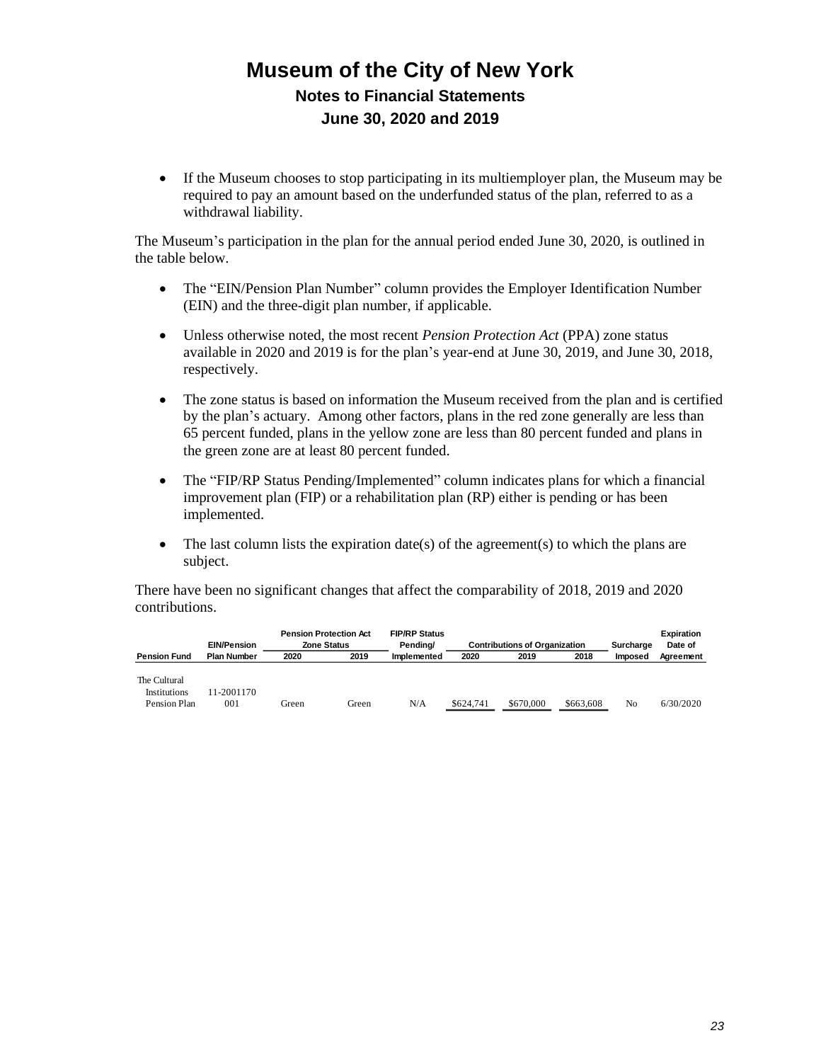# Museum of the City of New York

## Notes to Financial Statements

## June 30, 2020 and 2019

- If the Museum chooses to stop participating in its multiemployer plan, the Museum may be required to pay an amount based on the underfunded status of the plan, referred to as a withdrawal liability.

The Museum's participation in the plan for the annual period ended June 30, 2020, is outlined in the table below.

- The "EIN/Pension Plan Number" column provides the Employer Identification Number (EIN) and the three-digit plan number, if applicable.

- Unless otherwise noted, the most recent *Pension Protection Act* (PPA) zone status available in 2020 and 2019 is for the plan's year-end at June 30, 2019, and June 30, 2018, respectively.

- The zone status is based on information the Museum received from the plan and is certified by the plan's actuary. Among other factors, plans in the red zone generally are less than 65 percent funded, plans in the yellow zone are less than 80 percent funded and plans in the green zone are at least 80 percent funded.

- The "FIP/RP Status Pending/Implemented" column indicates plans for which a financial improvement plan (FIP) or a rehabilitation plan (RP) either is pending or has been implemented.

- The last column lists the expiration date(s) of the agreement(s) to which the plans are subject.

There have been no significant changes that affect the comparability of 2018, 2019 and 2020 contributions.

| Pension Fund | EIN/Pension Plan Number | Pension Protection Act Zone Status | | FIP/RP Status Pending/ Implemented | Contributions of Organization | | | Surcharge Imposed | Expiration Date of Agreement |
|---|---|---|---|---|---|---|---|---|---|
| | | 2020 | 2019 | | 2020 | 2019 | 2018 | | |
| The Cultural Institutions Pension Plan | 11-2001170 001 | Green | Green | N/A | $624,741 | $670,000 | $663,608 | No | 6/30/2020 |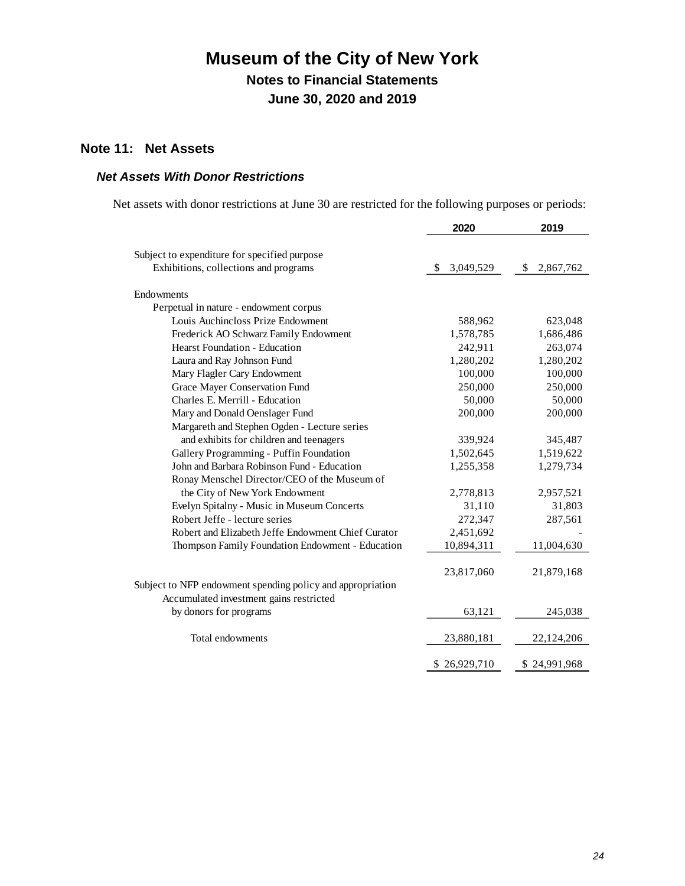# Museum of the City of New York

## Notes to Financial Statements

## June 30, 2020 and 2019

## Note 11: Net Assets

### *Net Assets With Donor Restrictions*

Net assets with donor restrictions at June 30 are restricted for the following purposes or periods:

| | 2020 | 2019 |
|---|---|---|
| Subject to expenditure for specified purpose | | |
| Exhibitions, collections and programs | $ 3,049,529 | $ 2,867,762 |
| Endowments | | |
| Perpetual in nature - endowment corpus | | |
| Louis Auchincloss Prize Endowment | 588,962 | 623,048 |
| Frederick AO Schwarz Family Endowment | 1,578,785 | 1,686,486 |
| Hearst Foundation - Education | 242,911 | 263,074 |
| Laura and Ray Johnson Fund | 1,280,202 | 1,280,202 |
| Mary Flagler Cary Endowment | 100,000 | 100,000 |
| Grace Mayer Conservation Fund | 250,000 | 250,000 |
| Charles E. Merrill - Education | 50,000 | 50,000 |
| Mary and Donald Oenslager Fund | 200,000 | 200,000 |
| Margareth and Stephen Ogden - Lecture series and exhibits for children and teenagers | 339,924 | 345,487 |
| Gallery Programming - Puffin Foundation | 1,502,645 | 1,519,622 |
| John and Barbara Robinson Fund - Education | 1,255,358 | 1,279,734 |
| Ronay Menschel Director/CEO of the Museum of the City of New York Endowment | 2,778,813 | 2,957,521 |
| Evelyn Spitalny - Music in Museum Concerts | 31,110 | 31,803 |
| Robert Jeffe - lecture series | 272,347 | 287,561 |
| Robert and Elizabeth Jeffe Endowment Chief Curator | 2,451,692 | - |
| Thompson Family Foundation Endowment - Education | 10,894,311 | 11,004,630 |
| | 23,817,060 | 21,879,168 |
| Subject to NFP endowment spending policy and appropriation | | |
| Accumulated investment gains restricted by donors for programs | 63,121 | 245,038 |
| Total endowments | 23,880,181 | 22,124,206 |
| | $ 26,929,710 | $ 24,991,968 |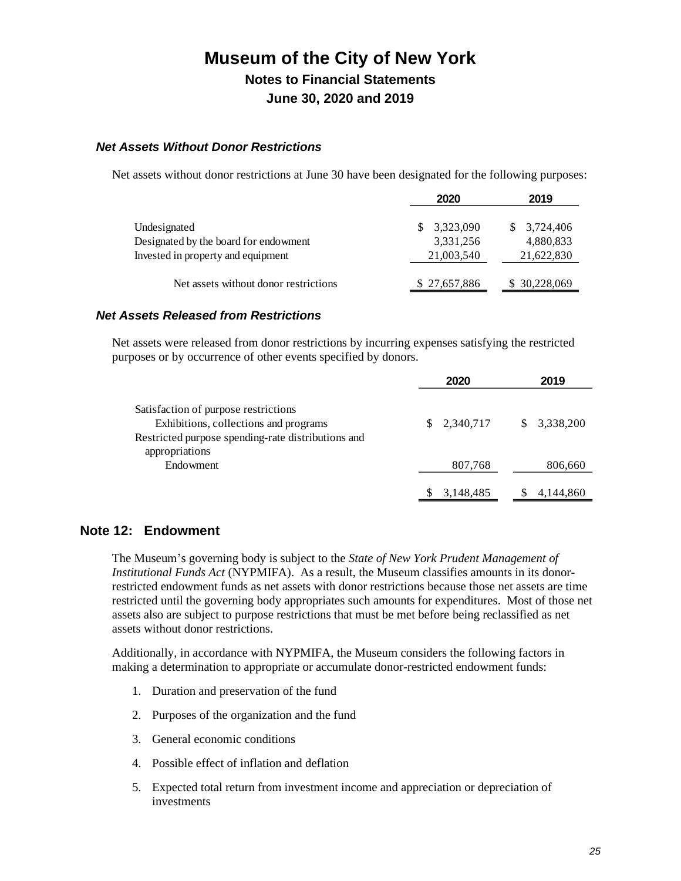# Museum of the City of New York

## Notes to Financial Statements

## June 30, 2020 and 2019

### *Net Assets Without Donor Restrictions*

Net assets without donor restrictions at June 30 have been designated for the following purposes:

| | 2020 | 2019 |
|---|---|---|
| Undesignated | $ 3,323,090 | $ 3,724,406 |
| Designated by the board for endowment | 3,331,256 | 4,880,833 |
| Invested in property and equipment | 21,003,540 | 21,622,830 |
| Net assets without donor restrictions | $ 27,657,886 | $ 30,228,069 |

### *Net Assets Released from Restrictions*

Net assets were released from donor restrictions by incurring expenses satisfying the restricted purposes or by occurrence of other events specified by donors.

| | 2020 | 2019 |
|---|---|---|
| Satisfaction of purpose restrictions | | |
| Exhibitions, collections and programs | $ 2,340,717 | $ 3,338,200 |
| Restricted purpose spending-rate distributions and appropriations | | |
| Endowment | 807,768 | 806,660 |
| | $ 3,148,485 | $ 4,144,860 |

## Note 12: Endowment

The Museum's governing body is subject to the *State of New York Prudent Management of Institutional Funds Act* (NYPMIFA). As a result, the Museum classifies amounts in its donor-restricted endowment funds as net assets with donor restrictions because those net assets are time restricted until the governing body appropriates such amounts for expenditures. Most of those net assets also are subject to purpose restrictions that must be met before being reclassified as net assets without donor restrictions.

Additionally, in accordance with NYPMIFA, the Museum considers the following factors in making a determination to appropriate or accumulate donor-restricted endowment funds:

1. Duration and preservation of the fund
2. Purposes of the organization and the fund
3. General economic conditions
4. Possible effect of inflation and deflation
5. Expected total return from investment income and appreciation or depreciation of investments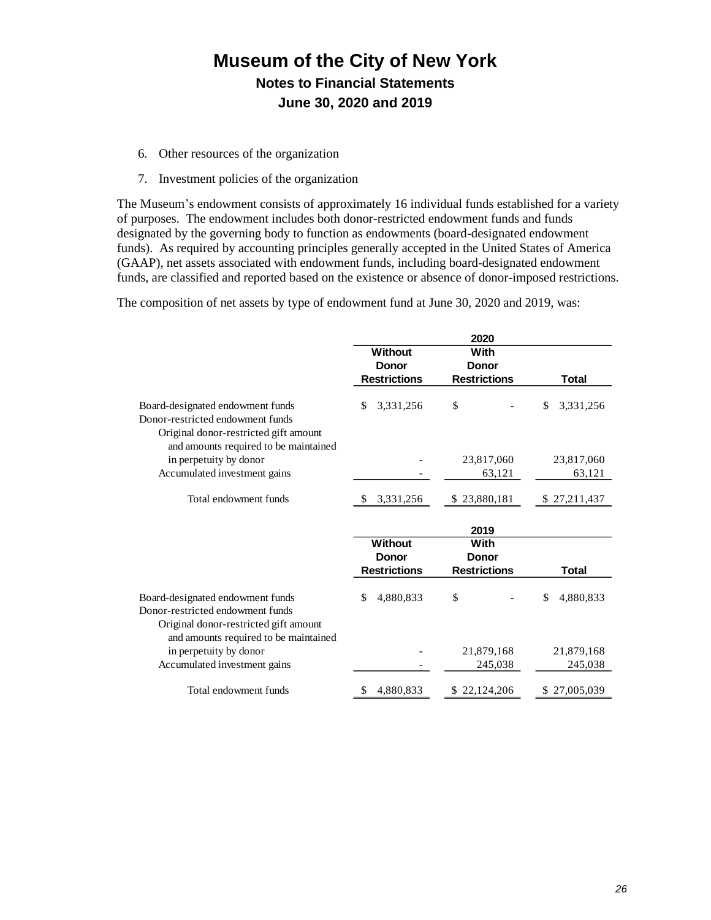6. Other resources of the organization
7. Investment policies of the organization

The Museum's endowment consists of approximately 16 individual funds established for a variety of purposes. The endowment includes both donor-restricted endowment funds and funds designated by the governing body to function as endowments (board-designated endowment funds). As required by accounting principles generally accepted in the United States of America (GAAP), net assets associated with endowment funds, including board-designated endowment funds, are classified and reported based on the existence or absence of donor-imposed restrictions.

The composition of net assets by type of endowment fund at June 30, 2020 and 2019, was:

| | 2020 | | |
|---|---|---|---|
| | Without Donor Restrictions | With Donor Restrictions | Total |
| Board-designated endowment funds | $ 3,331,256 | $ - | $ 3,331,256 |
| Donor-restricted endowment funds | | | |
| Original donor-restricted gift amount and amounts required to be maintained in perpetuity by donor | - | 23,817,060 | 23,817,060 |
| Accumulated investment gains | - | 63,121 | 63,121 |
| Total endowment funds | $ 3,331,256 | $ 23,880,181 | $ 27,211,437 |

| | 2019 | | |
|---|---|---|---|
| | Without Donor Restrictions | With Donor Restrictions | Total |
| Board-designated endowment funds | $ 4,880,833 | $ - | $ 4,880,833 |
| Donor-restricted endowment funds | | | |
| Original donor-restricted gift amount and amounts required to be maintained in perpetuity by donor | - | 21,879,168 | 21,879,168 |
| Accumulated investment gains | - | 245,038 | 245,038 |
| Total endowment funds | $ 4,880,833 | $ 22,124,206 | $ 27,005,039 |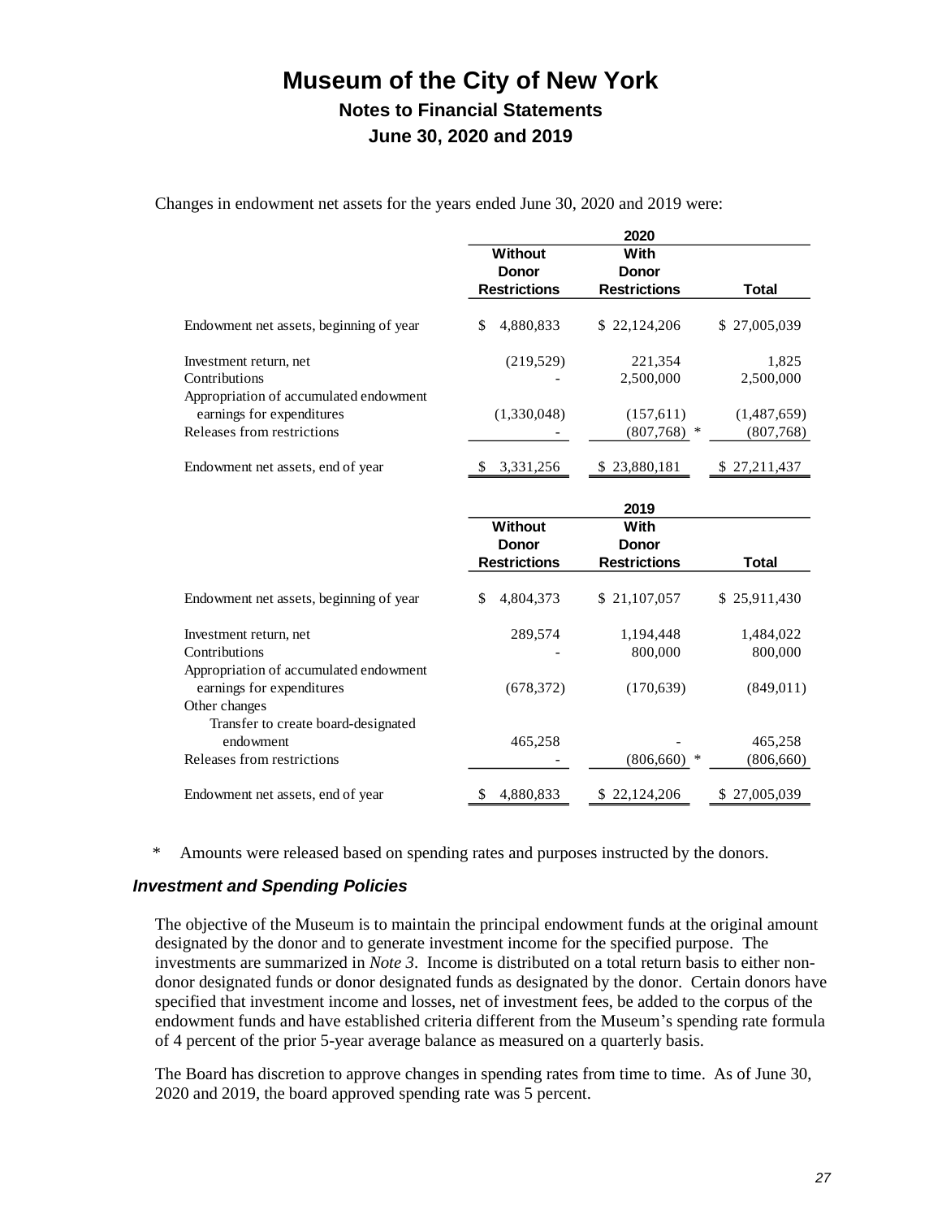# Museum of the City of New York

## Notes to Financial Statements

## June 30, 2020 and 2019

Changes in endowment net assets for the years ended June 30, 2020 and 2019 were:

| | 2020 | | |
|---|---|---|---|
| | Without Donor Restrictions | With Donor Restrictions | Total |
| Endowment net assets, beginning of year | $ 4,880,833 | $ 22,124,206 | $ 27,005,039 |
| Investment return, net | (219,529) | 221,354 | 1,825 |
| Contributions | - | 2,500,000 | 2,500,000 |
| Appropriation of accumulated endowment earnings for expenditures | (1,330,048) | (157,611) | (1,487,659) |
| Releases from restrictions | - | (807,768) * | (807,768) |
| Endowment net assets, end of year | $ 3,331,256 | $ 23,880,181 | $ 27,211,437 |

| | 2019 | | |
|---|---|---|---|
| | Without Donor Restrictions | With Donor Restrictions | Total |
| Endowment net assets, beginning of year | $ 4,804,373 | $ 21,107,057 | $ 25,911,430 |
| Investment return, net | 289,574 | 1,194,448 | 1,484,022 |
| Contributions | - | 800,000 | 800,000 |
| Appropriation of accumulated endowment earnings for expenditures | (678,372) | (170,639) | (849,011) |
| Other changes | | | |
| Transfer to create board-designated endowment | 465,258 | - | 465,258 |
| Releases from restrictions | - | (806,660) * | (806,660) |
| Endowment net assets, end of year | $ 4,880,833 | $ 22,124,206 | $ 27,005,039 |

\* Amounts were released based on spending rates and purposes instructed by the donors.

### *Investment and Spending Policies*

The objective of the Museum is to maintain the principal endowment funds at the original amount designated by the donor and to generate investment income for the specified purpose. The investments are summarized in *Note 3*. Income is distributed on a total return basis to either non-donor designated funds or donor designated funds as designated by the donor. Certain donors have specified that investment income and losses, net of investment fees, be added to the corpus of the endowment funds and have established criteria different from the Museum's spending rate formula of 4 percent of the prior 5-year average balance as measured on a quarterly basis.

The Board has discretion to approve changes in spending rates from time to time. As of June 30, 2020 and 2019, the board approved spending rate was 5 percent.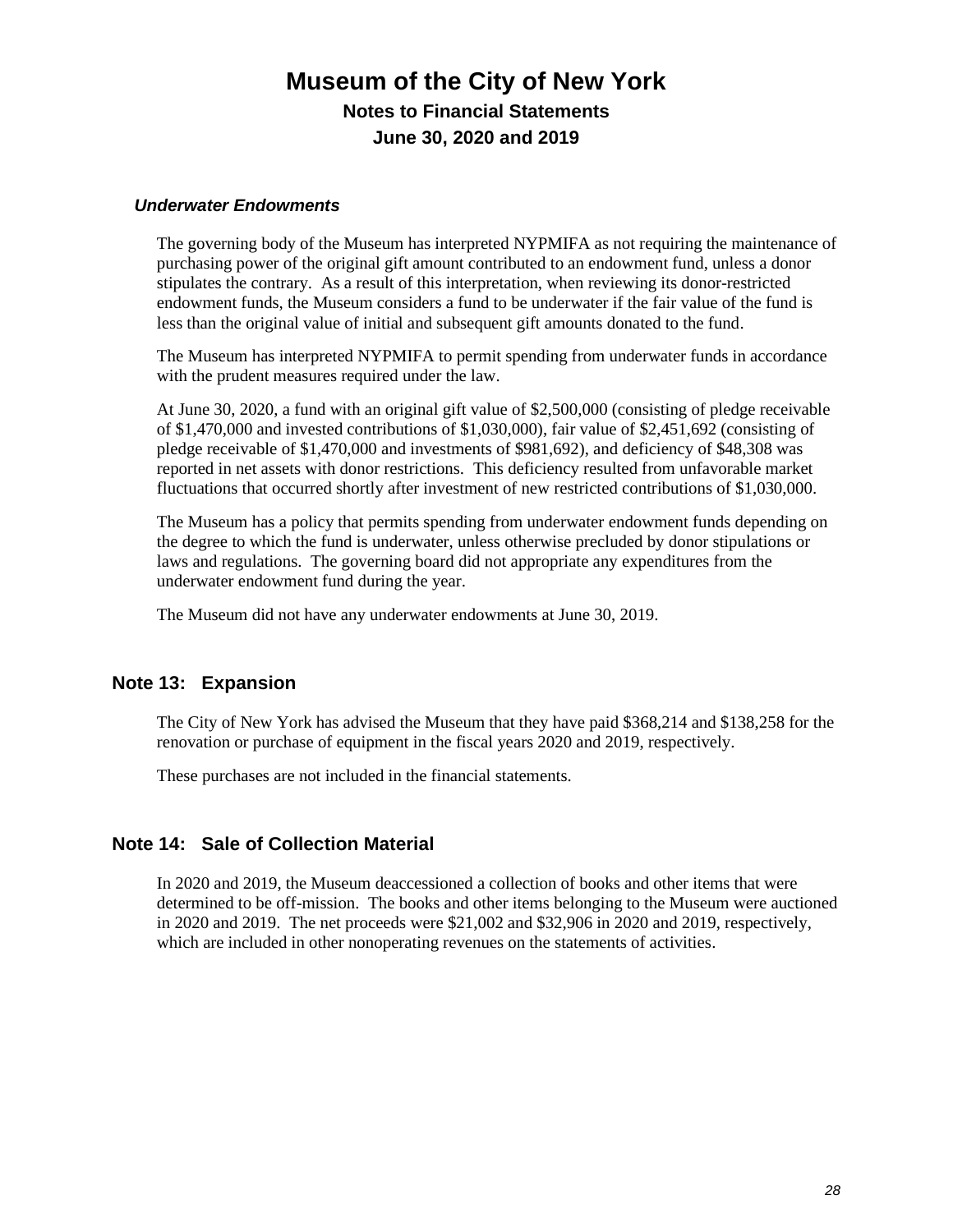### *Underwater Endowments*

The governing body of the Museum has interpreted NYPMIFA as not requiring the maintenance of purchasing power of the original gift amount contributed to an endowment fund, unless a donor stipulates the contrary. As a result of this interpretation, when reviewing its donor-restricted endowment funds, the Museum considers a fund to be underwater if the fair value of the fund is less than the original value of initial and subsequent gift amounts donated to the fund.

The Museum has interpreted NYPMIFA to permit spending from underwater funds in accordance with the prudent measures required under the law.

At June 30, 2020, a fund with an original gift value of $2,500,000 (consisting of pledge receivable of $1,470,000 and invested contributions of $1,030,000), fair value of $2,451,692 (consisting of pledge receivable of $1,470,000 and investments of $981,692), and deficiency of $48,308 was reported in net assets with donor restrictions. This deficiency resulted from unfavorable market fluctuations that occurred shortly after investment of new restricted contributions of $1,030,000.

The Museum has a policy that permits spending from underwater endowment funds depending on the degree to which the fund is underwater, unless otherwise precluded by donor stipulations or laws and regulations. The governing board did not appropriate any expenditures from the underwater endowment fund during the year.

The Museum did not have any underwater endowments at June 30, 2019.

## Note 13: Expansion

The City of New York has advised the Museum that they have paid $368,214 and $138,258 for the renovation or purchase of equipment in the fiscal years 2020 and 2019, respectively.

These purchases are not included in the financial statements.

## Note 14: Sale of Collection Material

In 2020 and 2019, the Museum deaccessioned a collection of books and other items that were determined to be off-mission. The books and other items belonging to the Museum were auctioned in 2020 and 2019. The net proceeds were $21,002 and $32,906 in 2020 and 2019, respectively, which are included in other nonoperating revenues on the statements of activities.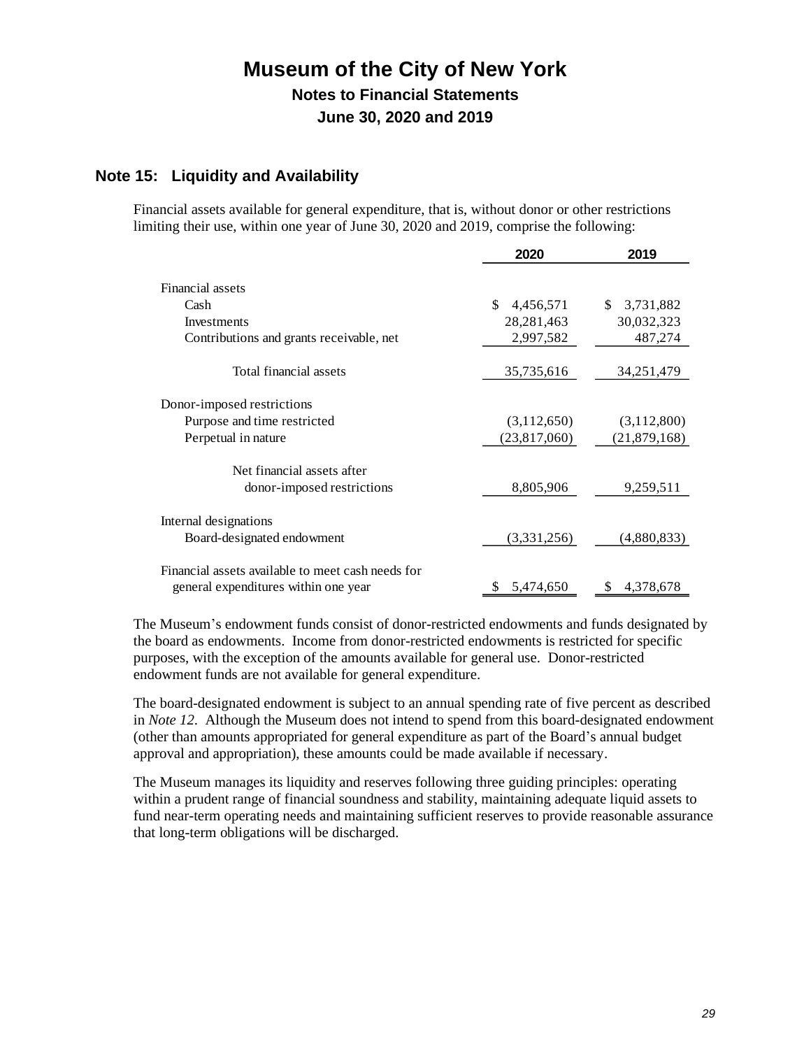# Museum of the City of New York

## Notes to Financial Statements

## June 30, 2020 and 2019

### Note 15: Liquidity and Availability

Financial assets available for general expenditure, that is, without donor or other restrictions limiting their use, within one year of June 30, 2020 and 2019, comprise the following:

| | 2020 | 2019 |
|---|---|---|
| Financial assets | | |
| Cash | $ 4,456,571 | $ 3,731,882 |
| Investments | 28,281,463 | 30,032,323 |
| Contributions and grants receivable, net | 2,997,582 | 487,274 |
| Total financial assets | 35,735,616 | 34,251,479 |
| Donor-imposed restrictions | | |
| Purpose and time restricted | (3,112,650) | (3,112,800) |
| Perpetual in nature | (23,817,060) | (21,879,168) |
| Net financial assets after donor-imposed restrictions | 8,805,906 | 9,259,511 |
| Internal designations | | |
| Board-designated endowment | (3,331,256) | (4,880,833) |
| Financial assets available to meet cash needs for general expenditures within one year | $ 5,474,650 | $ 4,378,678 |

The Museum's endowment funds consist of donor-restricted endowments and funds designated by the board as endowments. Income from donor-restricted endowments is restricted for specific purposes, with the exception of the amounts available for general use. Donor-restricted endowment funds are not available for general expenditure.

The board-designated endowment is subject to an annual spending rate of five percent as described in *Note 12*. Although the Museum does not intend to spend from this board-designated endowment (other than amounts appropriated for general expenditure as part of the Board's annual budget approval and appropriation), these amounts could be made available if necessary.

The Museum manages its liquidity and reserves following three guiding principles: operating within a prudent range of financial soundness and stability, maintaining adequate liquid assets to fund near-term operating needs and maintaining sufficient reserves to provide reasonable assurance that long-term obligations will be discharged.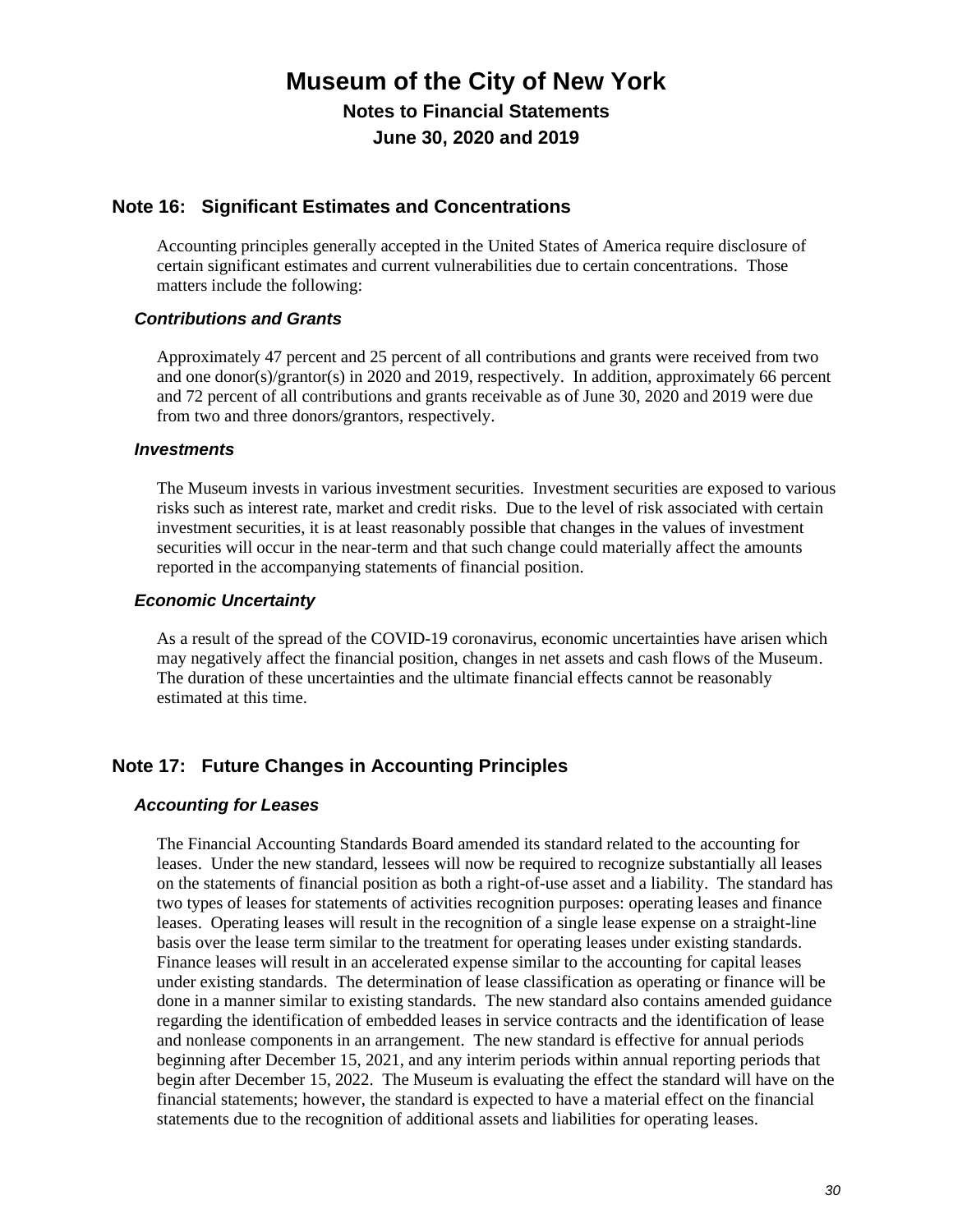# Museum of the City of New York

## Notes to Financial Statements

## June 30, 2020 and 2019

## Note 16: Significant Estimates and Concentrations

Accounting principles generally accepted in the United States of America require disclosure of certain significant estimates and current vulnerabilities due to certain concentrations. Those matters include the following:

### *Contributions and Grants*

Approximately 47 percent and 25 percent of all contributions and grants were received from two and one donor(s)/grantor(s) in 2020 and 2019, respectively. In addition, approximately 66 percent and 72 percent of all contributions and grants receivable as of June 30, 2020 and 2019 were due from two and three donors/grantors, respectively.

### *Investments*

The Museum invests in various investment securities. Investment securities are exposed to various risks such as interest rate, market and credit risks. Due to the level of risk associated with certain investment securities, it is at least reasonably possible that changes in the values of investment securities will occur in the near-term and that such change could materially affect the amounts reported in the accompanying statements of financial position.

### *Economic Uncertainty*

As a result of the spread of the COVID-19 coronavirus, economic uncertainties have arisen which may negatively affect the financial position, changes in net assets and cash flows of the Museum. The duration of these uncertainties and the ultimate financial effects cannot be reasonably estimated at this time.

## Note 17: Future Changes in Accounting Principles

### *Accounting for Leases*

The Financial Accounting Standards Board amended its standard related to the accounting for leases. Under the new standard, lessees will now be required to recognize substantially all leases on the statements of financial position as both a right-of-use asset and a liability. The standard has two types of leases for statements of activities recognition purposes: operating leases and finance leases. Operating leases will result in the recognition of a single lease expense on a straight-line basis over the lease term similar to the treatment for operating leases under existing standards. Finance leases will result in an accelerated expense similar to the accounting for capital leases under existing standards. The determination of lease classification as operating or finance will be done in a manner similar to existing standards. The new standard also contains amended guidance regarding the identification of embedded leases in service contracts and the identification of lease and nonlease components in an arrangement. The new standard is effective for annual periods beginning after December 15, 2021, and any interim periods within annual reporting periods that begin after December 15, 2022. The Museum is evaluating the effect the standard will have on the financial statements; however, the standard is expected to have a material effect on the financial statements due to the recognition of additional assets and liabilities for operating leases.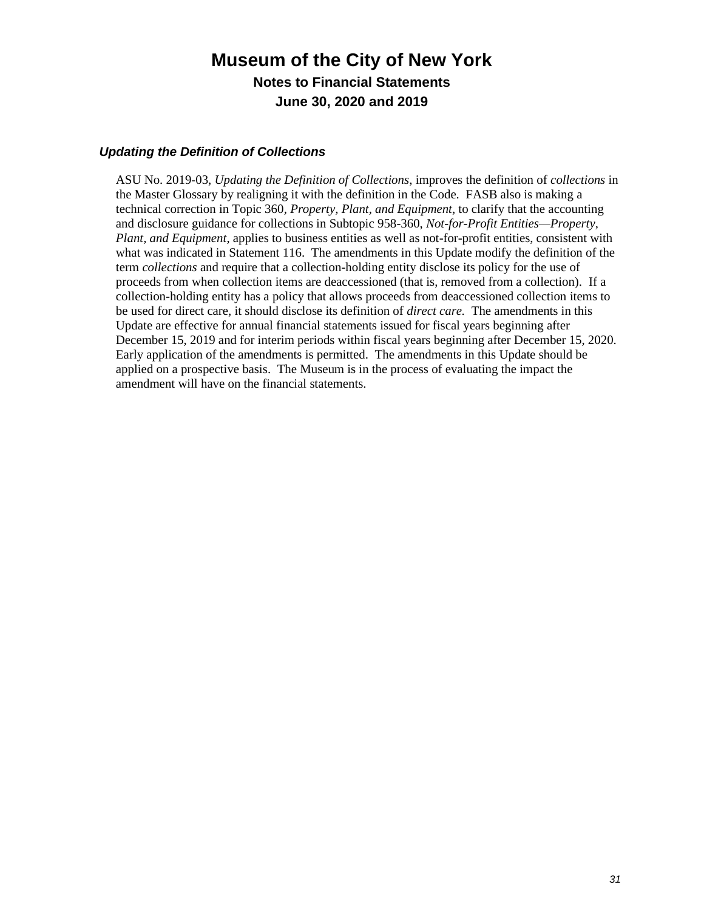### *Updating the Definition of Collections*

ASU No. 2019-03, *Updating the Definition of Collections*, improves the definition of *collections* in the Master Glossary by realigning it with the definition in the Code. FASB also is making a technical correction in Topic 360, *Property, Plant, and Equipment*, to clarify that the accounting and disclosure guidance for collections in Subtopic 958-360, *Not-for-Profit Entities—Property, Plant, and Equipment*, applies to business entities as well as not-for-profit entities, consistent with what was indicated in Statement 116. The amendments in this Update modify the definition of the term *collections* and require that a collection-holding entity disclose its policy for the use of proceeds from when collection items are deaccessioned (that is, removed from a collection). If a collection-holding entity has a policy that allows proceeds from deaccessioned collection items to be used for direct care, it should disclose its definition of *direct care.* The amendments in this Update are effective for annual financial statements issued for fiscal years beginning after December 15, 2019 and for interim periods within fiscal years beginning after December 15, 2020. Early application of the amendments is permitted. The amendments in this Update should be applied on a prospective basis. The Museum is in the process of evaluating the impact the amendment will have on the financial statements.